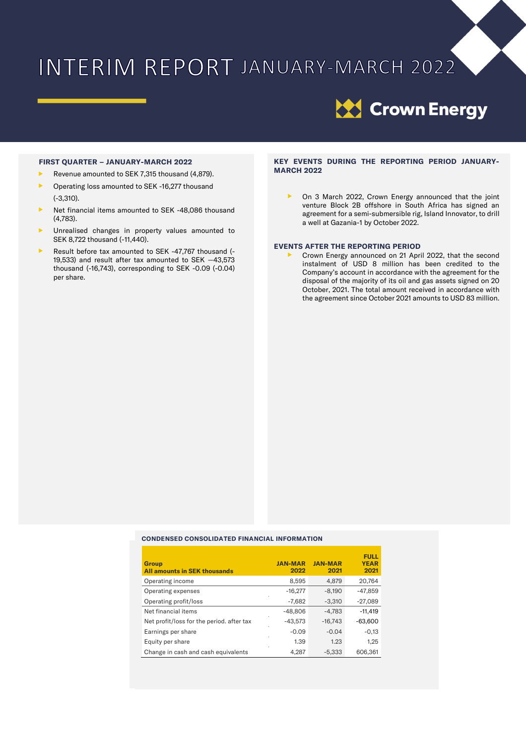# INTERIM REPORT JANUARY-MARCH 2022

Crown Energy

## FIRST QUARTER – JANUARY-MARCH 2022

- Revenue amounted to SEK 7,315 thousand (4,879).
- Operating loss amounted to SEK -16,277 thousand (-3,310).
- Net financial items amounted to SEK -48,086 thousand (4,783).
- Unrealised changes in property values amounted to SEK 8,722 thousand (-11,440).
- Result before tax amounted to SEK -47,767 thousand (-19,533) and result after tax amounted to SEK —43,573 thousand (-16,743), corresponding to SEK -0.09 (-0.04) per share.

## KEY EVENTS DURING THE REPORTING PERIOD JANUARY-MARCH 2022

- On 3 March 2022, Crown Energy announced that the joint venture Block 2B offshore in South Africa has signed an agreement for a semi-submersible rig, Island Innovator, to drill a well at Gazania-1 by October 2022.

## EVENTS AFTER THE REPORTING PERIOD

- Crown Energy announced on 21 April 2022, that the second instalment of USD 8 million has been credited to the Company's account in accordance with the agreement for the disposal of the majority of its oil and gas assets signed on 20 October, 2021. The total amount received in accordance with the agreement since October 2021 amounts to USD 83 million.

## CONDENSED CONSOLIDATED FINANCIAL INFORMATION

| Group<br>All amounts in SEK thousands | JAN-MAR 2022 | JAN-MAR 2021 | FULL YEAR 2021 |
|---|---|---|---|
| Operating income | 8,595 | 4,879 | 20,764 |
| Operating expenses | -16,277 | -8,190 | -47,859 |
| Operating profit/loss | -7,682 | -3,310 | -27,089 |
| Net financial items | -48,806 | -4,783 | -11,419 |
| Net profit/loss for the period. after tax | -43,573 | -16,743 | -63,600 |
| Earnings per share | -0.09 | -0.04 | -0,13 |
| Equity per share | 1.39 | 1.23 | 1,25 |
| Change in cash and cash equivalents | 4,287 | -5,333 | 606,361 |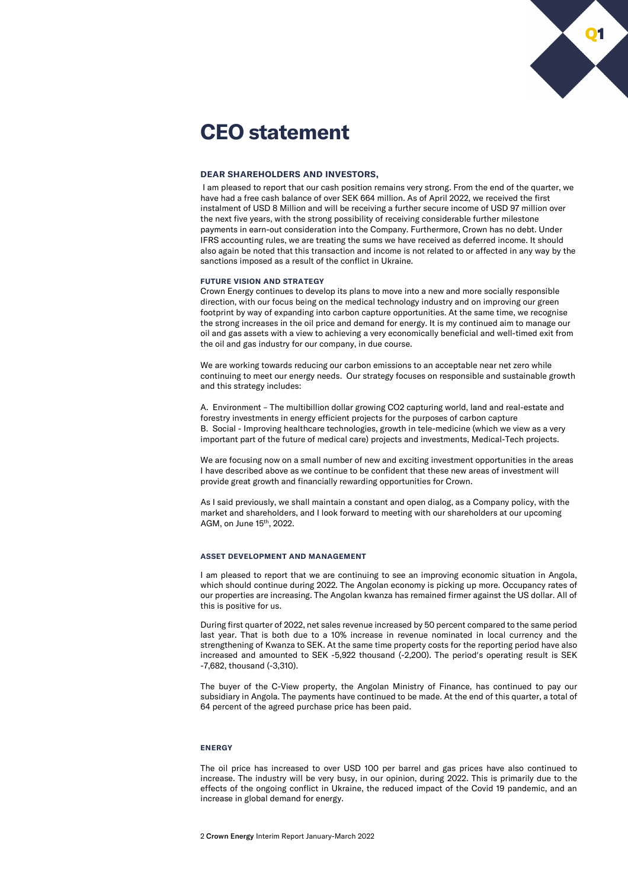# CEO statement

### DEAR SHAREHOLDERS AND INVESTORS,

I am pleased to report that our cash position remains very strong. From the end of the quarter, we have had a free cash balance of over SEK 664 million. As of April 2022, we received the first instalment of USD 8 Million and will be receiving a further secure income of USD 97 million over the next five years, with the strong possibility of receiving considerable further milestone payments in earn-out consideration into the Company. Furthermore, Crown has no debt. Under IFRS accounting rules, we are treating the sums we have received as deferred income. It should also again be noted that this transaction and income is not related to or affected in any way by the sanctions imposed as a result of the conflict in Ukraine.

#### FUTURE VISION AND STRATEGY

Crown Energy continues to develop its plans to move into a new and more socially responsible direction, with our focus being on the medical technology industry and on improving our green footprint by way of expanding into carbon capture opportunities. At the same time, we recognise the strong increases in the oil price and demand for energy. It is my continued aim to manage our oil and gas assets with a view to achieving a very economically beneficial and well-timed exit from the oil and gas industry for our company, in due course.

We are working towards reducing our carbon emissions to an acceptable near net zero while continuing to meet our energy needs. Our strategy focuses on responsible and sustainable growth and this strategy includes:

A. Environment – The multibillion dollar growing CO2 capturing world, land and real-estate and forestry investments in energy efficient projects for the purposes of carbon capture
B. Social - Improving healthcare technologies, growth in tele-medicine (which we view as a very important part of the future of medical care) projects and investments, Medical-Tech projects.

We are focusing now on a small number of new and exciting investment opportunities in the areas I have described above as we continue to be confident that these new areas of investment will provide great growth and financially rewarding opportunities for Crown.

As I said previously, we shall maintain a constant and open dialog, as a Company policy, with the market and shareholders, and I look forward to meeting with our shareholders at our upcoming AGM, on June 15th, 2022.

#### ASSET DEVELOPMENT AND MANAGEMENT

I am pleased to report that we are continuing to see an improving economic situation in Angola, which should continue during 2022. The Angolan economy is picking up more. Occupancy rates of our properties are increasing. The Angolan kwanza has remained firmer against the US dollar. All of this is positive for us.

During first quarter of 2022, net sales revenue increased by 50 percent compared to the same period last year. That is both due to a 10% increase in revenue nominated in local currency and the strengthening of Kwanza to SEK. At the same time property costs for the reporting period have also increased and amounted to SEK -5,922 thousand (-2,200). The period's operating result is SEK -7,682, thousand (-3,310).

The buyer of the C-View property, the Angolan Ministry of Finance, has continued to pay our subsidiary in Angola. The payments have continued to be made. At the end of this quarter, a total of 64 percent of the agreed purchase price has been paid.

#### ENERGY

The oil price has increased to over USD 100 per barrel and gas prices have also continued to increase. The industry will be very busy, in our opinion, during 2022. This is primarily due to the effects of the ongoing conflict in Ukraine, the reduced impact of the Covid 19 pandemic, and an increase in global demand for energy.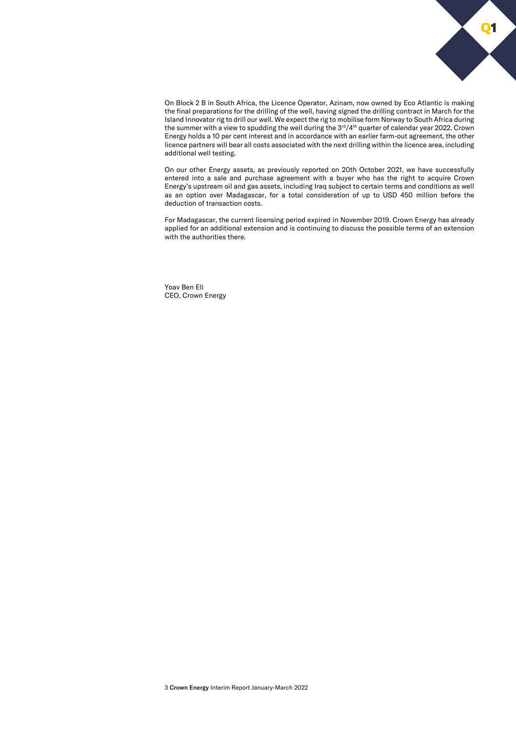On Block 2 B in South Africa, the Licence Operator, Azinam, now owned by Eco Atlantic is making the final preparations for the drilling of the well, having signed the drilling contract in March for the Island Innovator rig to drill our well. We expect the rig to mobilise form Norway to South Africa during the summer with a view to spudding the well during the 3rd/4th quarter of calendar year 2022. Crown Energy holds a 10 per cent interest and in accordance with an earlier farm-out agreement, the other licence partners will bear all costs associated with the next drilling within the licence area, including additional well testing.

On our other Energy assets, as previously reported on 20th October 2021, we have successfully entered into a sale and purchase agreement with a buyer who has the right to acquire Crown Energy's upstream oil and gas assets, including Iraq subject to certain terms and conditions as well as an option over Madagascar, for a total consideration of up to USD 450 million before the deduction of transaction costs.

For Madagascar, the current licensing period expired in November 2019. Crown Energy has already applied for an additional extension and is continuing to discuss the possible terms of an extension with the authorities there.

Yoav Ben Eli
CEO, Crown Energy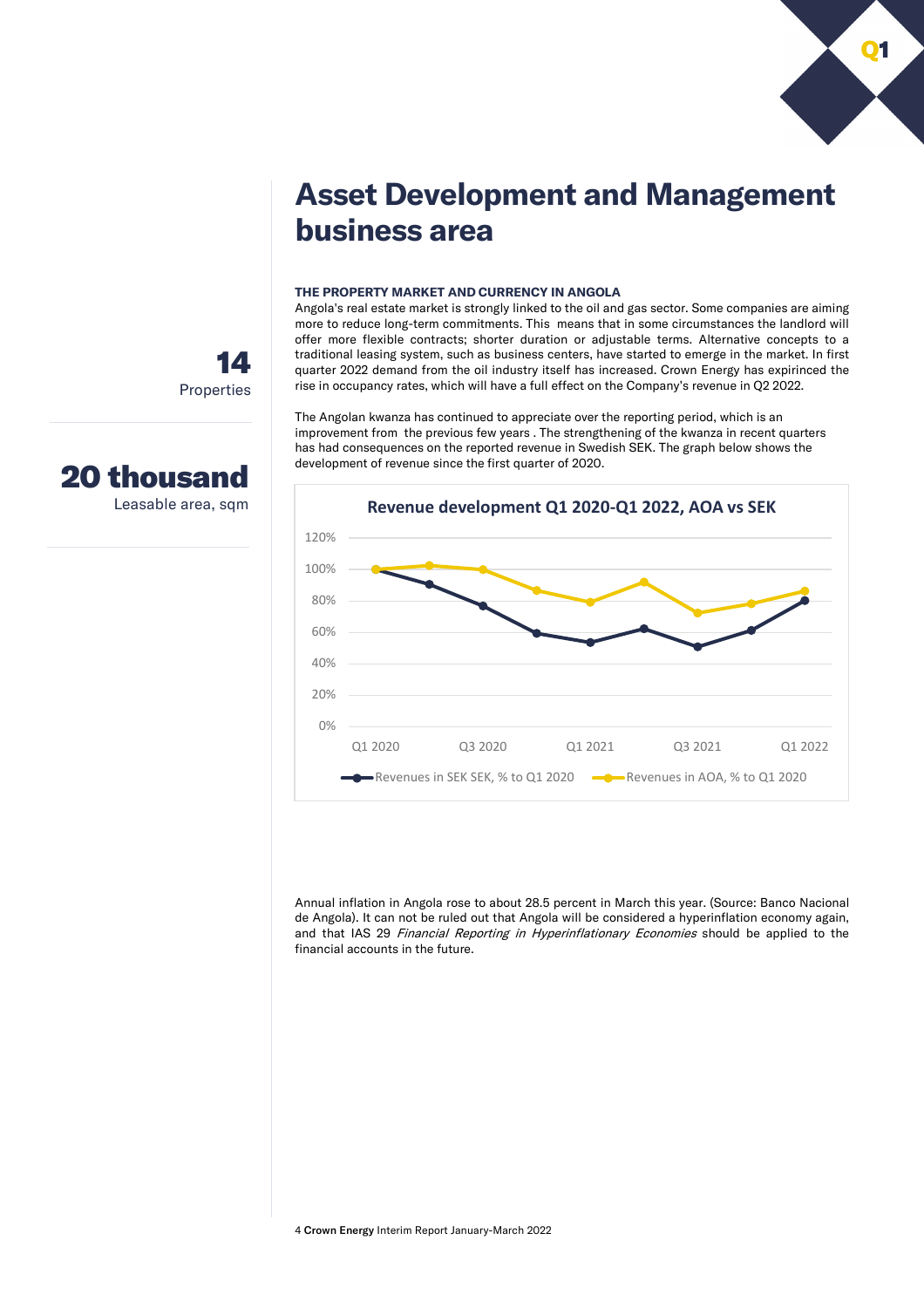# Asset Development and Management business area

**14**
Properties

**20 thousand**
Leasable area, sqm

**THE PROPERTY MARKET AND CURRENCY IN ANGOLA**

Angola's real estate market is strongly linked to the oil and gas sector. Some companies are aiming more to reduce long-term commitments. This means that in some circumstances the landlord will offer more flexible contracts; shorter duration or adjustable terms. Alternative concepts to a traditional leasing system, such as business centers, have started to emerge in the market. In first quarter 2022 demand from the oil industry itself has increased. Crown Energy has expirinced the rise in occupancy rates, which will have a full effect on the Company's revenue in Q2 2022.

The Angolan kwanza has continued to appreciate over the reporting period, which is an improvement from the previous few years . The strengthening of the kwanza in recent quarters has had consequences on the reported revenue in Swedish SEK. The graph below shows the development of revenue since the first quarter of 2020.

**Revenue development Q1 2020-Q1 2022, AOA vs SEK**

Revenues in SEK SEK, % to Q1 2020 — Revenues in AOA, % to Q1 2020

Annual inflation in Angola rose to about 28.5 percent in March this year. (Source: Banco Nacional de Angola). It can not be ruled out that Angola will be considered a hyperinflation economy again, and that IAS 29 *Financial Reporting in Hyperinflationary Economies* should be applied to the financial accounts in the future.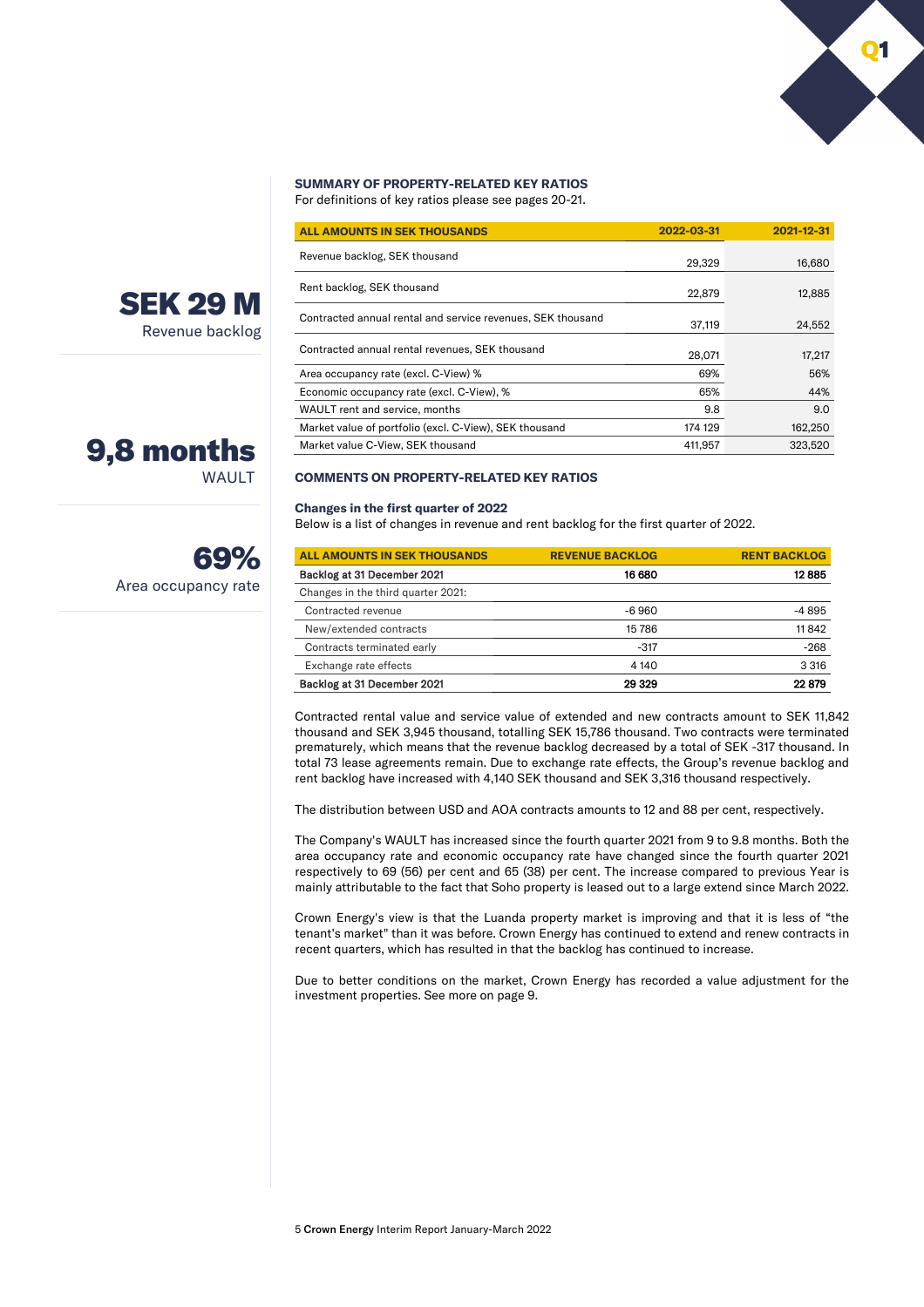**SEK 29 M**
Revenue backlog

**9,8 months**
WAULT

**69%**
Area occupancy rate

## SUMMARY OF PROPERTY-RELATED KEY RATIOS

For definitions of key ratios please see pages 20-21.

| ALL AMOUNTS IN SEK THOUSANDS | 2022-03-31 | 2021-12-31 |
|---|---|---|
| Revenue backlog, SEK thousand | 29,329 | 16,680 |
| Rent backlog, SEK thousand | 22,879 | 12,885 |
| Contracted annual rental and service revenues, SEK thousand | 37,119 | 24,552 |
| Contracted annual rental revenues, SEK thousand | 28,071 | 17,217 |
| Area occupancy rate (excl. C-View) % | 69% | 56% |
| Economic occupancy rate (excl. C-View), % | 65% | 44% |
| WAULT rent and service, months | 9.8 | 9.0 |
| Market value of portfolio (excl. C-View), SEK thousand | 174 129 | 162,250 |
| Market value C-View, SEK thousand | 411,957 | 323,520 |

## COMMENTS ON PROPERTY-RELATED KEY RATIOS

### Changes in the first quarter of 2022

Below is a list of changes in revenue and rent backlog for the first quarter of 2022.

| ALL AMOUNTS IN SEK THOUSANDS | REVENUE BACKLOG | RENT BACKLOG |
|---|---|---|
| **Backlog at 31 December 2021** | **16 680** | **12 885** |
| Changes in the third quarter 2021: | | |
| Contracted revenue | -6 960 | -4 895 |
| New/extended contracts | 15 786 | 11 842 |
| Contracts terminated early | -317 | -268 |
| Exchange rate effects | 4 140 | 3 316 |
| **Backlog at 31 December 2021** | **29 329** | **22 879** |

Contracted rental value and service value of extended and new contracts amount to SEK 11,842 thousand and SEK 3,945 thousand, totalling SEK 15,786 thousand. Two contracts were terminated prematurely, which means that the revenue backlog decreased by a total of SEK -317 thousand. In total 73 lease agreements remain. Due to exchange rate effects, the Group's revenue backlog and rent backlog have increased with 4,140 SEK thousand and SEK 3,316 thousand respectively.

The distribution between USD and AOA contracts amounts to 12 and 88 per cent, respectively.

The Company's WAULT has increased since the fourth quarter 2021 from 9 to 9.8 months. Both the area occupancy rate and economic occupancy rate have changed since the fourth quarter 2021 respectively to 69 (56) per cent and 65 (38) per cent. The increase compared to previous Year is mainly attributable to the fact that Soho property is leased out to a large extend since March 2022.

Crown Energy's view is that the Luanda property market is improving and that it is less of "the tenant's market" than it was before. Crown Energy has continued to extend and renew contracts in recent quarters, which has resulted in that the backlog has continued to increase.

Due to better conditions on the market, Crown Energy has recorded a value adjustment for the investment properties. See more on page 9.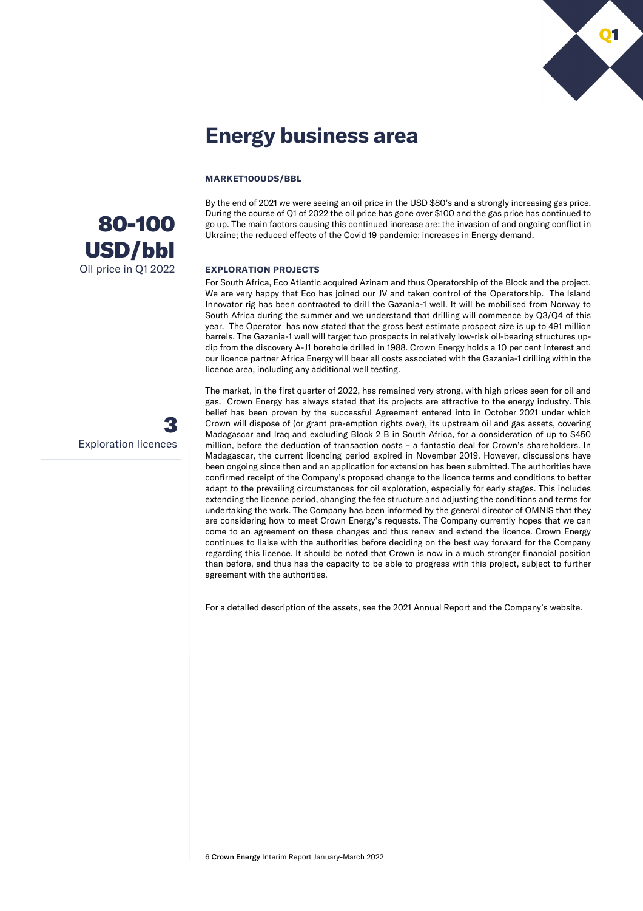# Energy business area

**MARKET100UDS/BBL**

**80-100 USD/bbl**
Oil price in Q1 2022

By the end of 2021 we were seeing an oil price in the USD $80's and a strongly increasing gas price. During the course of Q1 of 2022 the oil price has gone over $100 and the gas price has continued to go up. The main factors causing this continued increase are: the invasion of and ongoing conflict in Ukraine; the reduced effects of the Covid 19 pandemic; increases in Energy demand.

**EXPLORATION PROJECTS**

For South Africa, Eco Atlantic acquired Azinam and thus Operatorship of the Block and the project. We are very happy that Eco has joined our JV and taken control of the Operatorship. The Island Innovator rig has been contracted to drill the Gazania-1 well. It will be mobilised from Norway to South Africa during the summer and we understand that drilling will commence by Q3/Q4 of this year. The Operator has now stated that the gross best estimate prospect size is up to 491 million barrels. The Gazania-1 well will target two prospects in relatively low-risk oil-bearing structures up-dip from the discovery A-J1 borehole drilled in 1988. Crown Energy holds a 10 per cent interest and our licence partner Africa Energy will bear all costs associated with the Gazania-1 drilling within the licence area, including any additional well testing.

**3**
Exploration licences

The market, in the first quarter of 2022, has remained very strong, with high prices seen for oil and gas. Crown Energy has always stated that its projects are attractive to the energy industry. This belief has been proven by the successful Agreement entered into in October 2021 under which Crown will dispose of (or grant pre-emption rights over), its upstream oil and gas assets, covering Madagascar and Iraq and excluding Block 2 B in South Africa, for a consideration of up to $450 million, before the deduction of transaction costs – a fantastic deal for Crown's shareholders. In Madagascar, the current licencing period expired in November 2019. However, discussions have been ongoing since then and an application for extension has been submitted. The authorities have confirmed receipt of the Company's proposed change to the licence terms and conditions to better adapt to the prevailing circumstances for oil exploration, especially for early stages. This includes extending the licence period, changing the fee structure and adjusting the conditions and terms for undertaking the work. The Company has been informed by the general director of OMNIS that they are considering how to meet Crown Energy's requests. The Company currently hopes that we can come to an agreement on these changes and thus renew and extend the licence. Crown Energy continues to liaise with the authorities before deciding on the best way forward for the Company regarding this licence. It should be noted that Crown is now in a much stronger financial position than before, and thus has the capacity to be able to progress with this project, subject to further agreement with the authorities.

For a detailed description of the assets, see the 2021 Annual Report and the Company's website.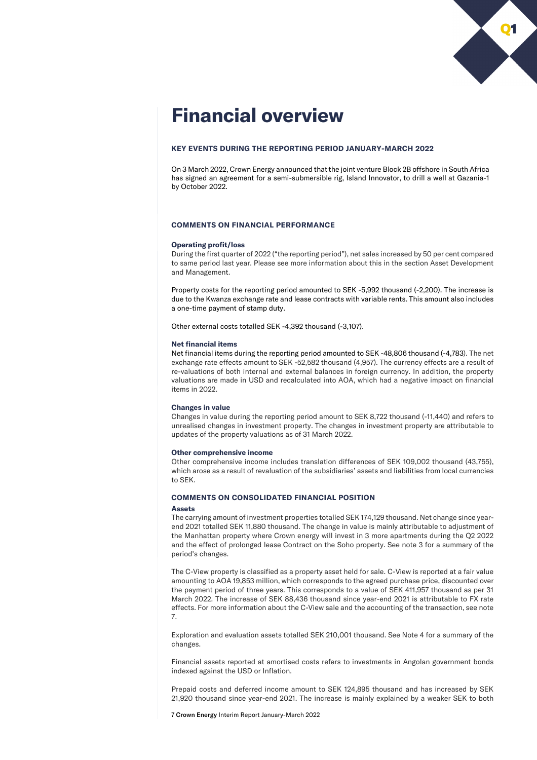# Financial overview

### KEY EVENTS DURING THE REPORTING PERIOD JANUARY-MARCH 2022

On 3 March 2022, Crown Energy announced that the joint venture Block 2B offshore in South Africa has signed an agreement for a semi-submersible rig, Island Innovator, to drill a well at Gazania-1 by October 2022.

### COMMENTS ON FINANCIAL PERFORMANCE

#### Operating profit/loss

During the first quarter of 2022 ("the reporting period"), net sales increased by 50 per cent compared to same period last year. Please see more information about this in the section Asset Development and Management.

Property costs for the reporting period amounted to SEK -5,992 thousand (-2,200). The increase is due to the Kwanza exchange rate and lease contracts with variable rents. This amount also includes a one-time payment of stamp duty.

Other external costs totalled SEK -4,392 thousand (-3,107).

#### Net financial items

Net financial items during the reporting period amounted to SEK -48,806 thousand (-4,783). The net exchange rate effects amount to SEK -52,582 thousand (4,957). The currency effects are a result of re-valuations of both internal and external balances in foreign currency. In addition, the property valuations are made in USD and recalculated into AOA, which had a negative impact on financial items in 2022.

#### Changes in value

Changes in value during the reporting period amount to SEK 8,722 thousand (-11,440) and refers to unrealised changes in investment property. The changes in investment property are attributable to updates of the property valuations as of 31 March 2022.

#### Other comprehensive income

Other comprehensive income includes translation differences of SEK 109,002 thousand (43,755), which arose as a result of revaluation of the subsidiaries' assets and liabilities from local currencies to SEK.

### COMMENTS ON CONSOLIDATED FINANCIAL POSITION

#### Assets

The carrying amount of investment properties totalled SEK 174,129 thousand. Net change since year-end 2021 totalled SEK 11,880 thousand. The change in value is mainly attributable to adjustment of the Manhattan property where Crown energy will invest in 3 more apartments during the Q2 2022 and the effect of prolonged lease Contract on the Soho property. See note 3 for a summary of the period's changes.

The C-View property is classified as a property asset held for sale. C-View is reported at a fair value amounting to AOA 19,853 million, which corresponds to the agreed purchase price, discounted over the payment period of three years. This corresponds to a value of SEK 411,957 thousand as per 31 March 2022. The increase of SEK 88,436 thousand since year-end 2021 is attributable to FX rate effects. For more information about the C-View sale and the accounting of the transaction, see note 7.

Exploration and evaluation assets totalled SEK 210,001 thousand. See Note 4 for a summary of the changes.

Financial assets reported at amortised costs refers to investments in Angolan government bonds indexed against the USD or Inflation.

Prepaid costs and deferred income amount to SEK 124,895 thousand and has increased by SEK 21,920 thousand since year-end 2021. The increase is mainly explained by a weaker SEK to both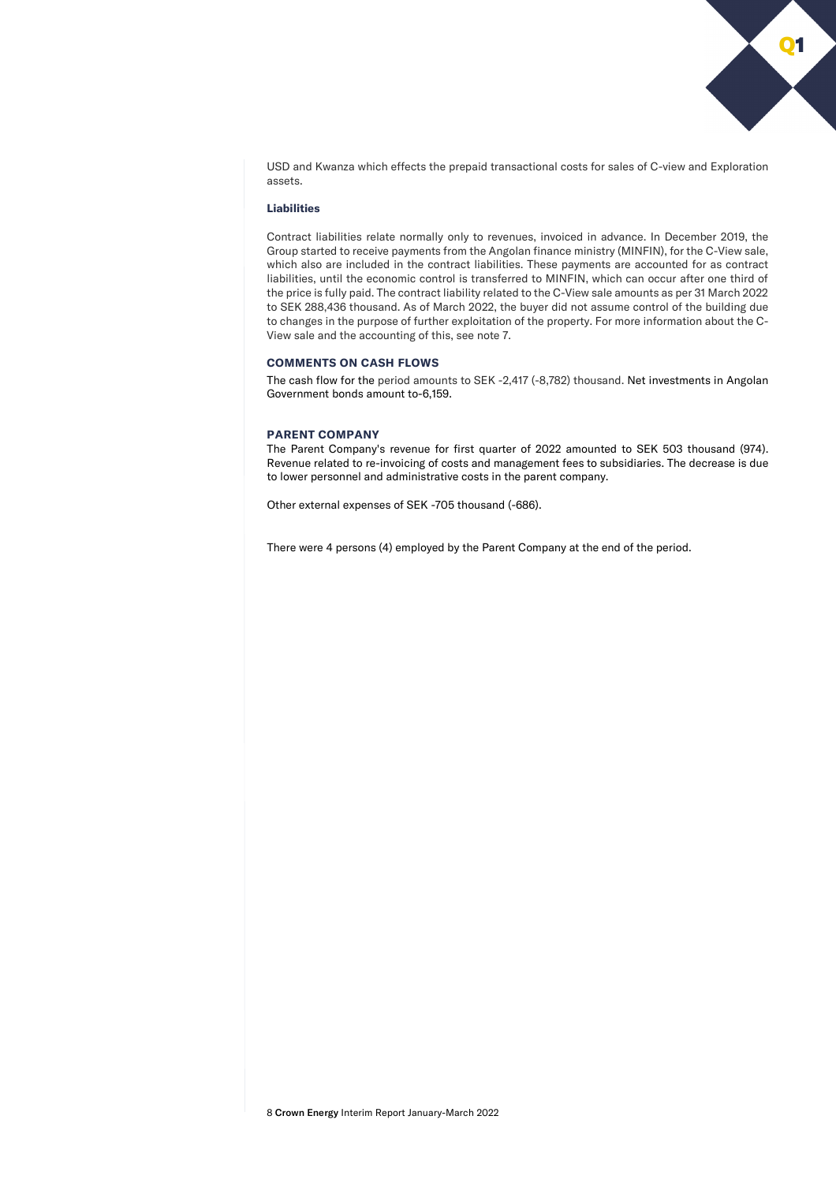USD and Kwanza which effects the prepaid transactional costs for sales of C-view and Exploration assets.

### Liabilities

Contract liabilities relate normally only to revenues, invoiced in advance. In December 2019, the Group started to receive payments from the Angolan finance ministry (MINFIN), for the C-View sale, which also are included in the contract liabilities. These payments are accounted for as contract liabilities, until the economic control is transferred to MINFIN, which can occur after one third of the price is fully paid. The contract liability related to the C-View sale amounts as per 31 March 2022 to SEK 288,436 thousand. As of March 2022, the buyer did not assume control of the building due to changes in the purpose of further exploitation of the property. For more information about the C-View sale and the accounting of this, see note 7.

## COMMENTS ON CASH FLOWS

The cash flow for the period amounts to SEK -2,417 (-8,782) thousand. Net investments in Angolan Government bonds amount to-6,159.

## PARENT COMPANY

The Parent Company's revenue for first quarter of 2022 amounted to SEK 503 thousand (974). Revenue related to re-invoicing of costs and management fees to subsidiaries. The decrease is due to lower personnel and administrative costs in the parent company.

Other external expenses of SEK -705 thousand (-686).

There were 4 persons (4) employed by the Parent Company at the end of the period.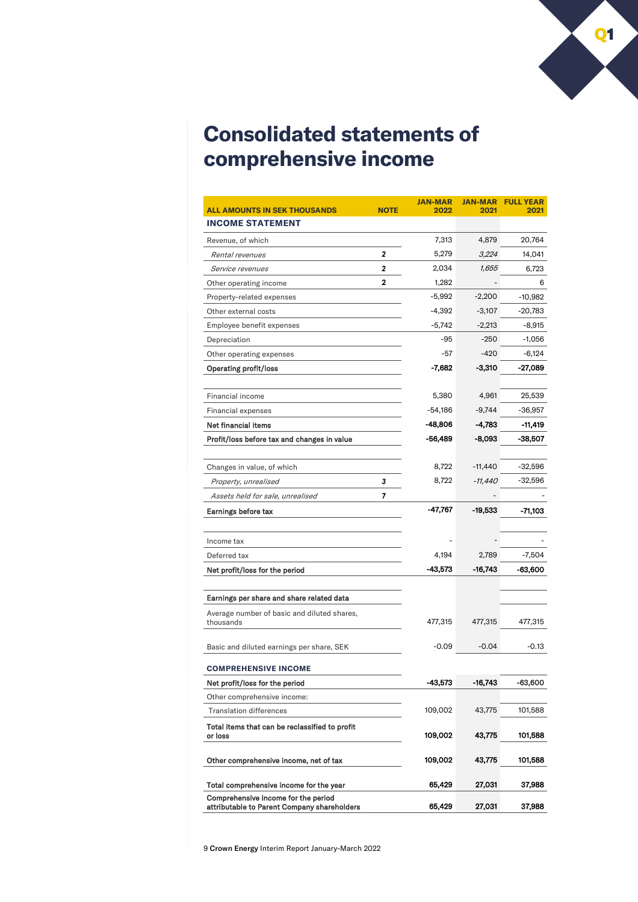# Consolidated statements of comprehensive income

| ALL AMOUNTS IN SEK THOUSANDS | NOTE | JAN-MAR 2022 | JAN-MAR 2021 | FULL YEAR 2021 |
|---|---|---|---|---|
| **INCOME STATEMENT** | | | | |
| Revenue, of which | | 7,313 | 4,879 | 20,764 |
| *Rental revenues* | 2 | 5,279 | *3,224* | 14,041 |
| *Service revenues* | 2 | 2,034 | *1,655* | 6,723 |
| Other operating income | 2 | 1,282 | - | 6 |
| Property-related expenses | | -5,992 | -2,200 | -10,982 |
| Other external costs | | -4,392 | -3,107 | -20,783 |
| Employee benefit expenses | | -5,742 | -2,213 | -8,915 |
| Depreciation | | -95 | -250 | -1,056 |
| Other operating expenses | | -57 | -420 | -6,124 |
| **Operating profit/loss** | | **-7,682** | **-3,310** | **-27,089** |
| | | | | |
| Financial income | | 5,380 | 4,961 | 25,539 |
| Financial expenses | | -54,186 | -9,744 | -36,957 |
| **Net financial items** | | **-48,806** | **-4,783** | **-11,419** |
| **Profit/loss before tax and changes in value** | | **-56,489** | **-8,093** | **-38,507** |
| | | | | |
| Changes in value, of which | | 8,722 | -11,440 | -32,596 |
| *Property, unrealised* | 3 | 8,722 | *-11,440* | -32,596 |
| *Assets held for sale, unrealised* | 7 | | - | - |
| **Earnings before tax** | | **-47,767** | **-19,533** | **-71,103** |
| | | | | |
| Income tax | | - | - | - |
| Deferred tax | | 4,194 | 2,789 | -7,504 |
| **Net profit/loss for the period** | | **-43,573** | **-16,743** | **-63,600** |
| | | | | |
| **Earnings per share and share related data** | | | | |
| Average number of basic and diluted shares, thousands | | 477,315 | 477,315 | 477,315 |
| Basic and diluted earnings per share, SEK | | -0.09 | -0.04 | -0.13 |
| **COMPREHENSIVE INCOME** | | | | |
| **Net profit/loss for the period** | | **-43,573** | **-16,743** | -63,600 |
| Other comprehensive income: | | | | |
| Translation differences | | 109,002 | 43,775 | 101,588 |
| **Total items that can be reclassified to profit or loss** | | **109,002** | **43,775** | **101,588** |
| **Other comprehensive income, net of tax** | | **109,002** | **43,775** | **101,588** |
| **Total comprehensive income for the year** | | **65,429** | **27,031** | **37,988** |
| **Comprehensive income for the period attributable to Parent Company shareholders** | | **65,429** | **27,031** | **37,988** |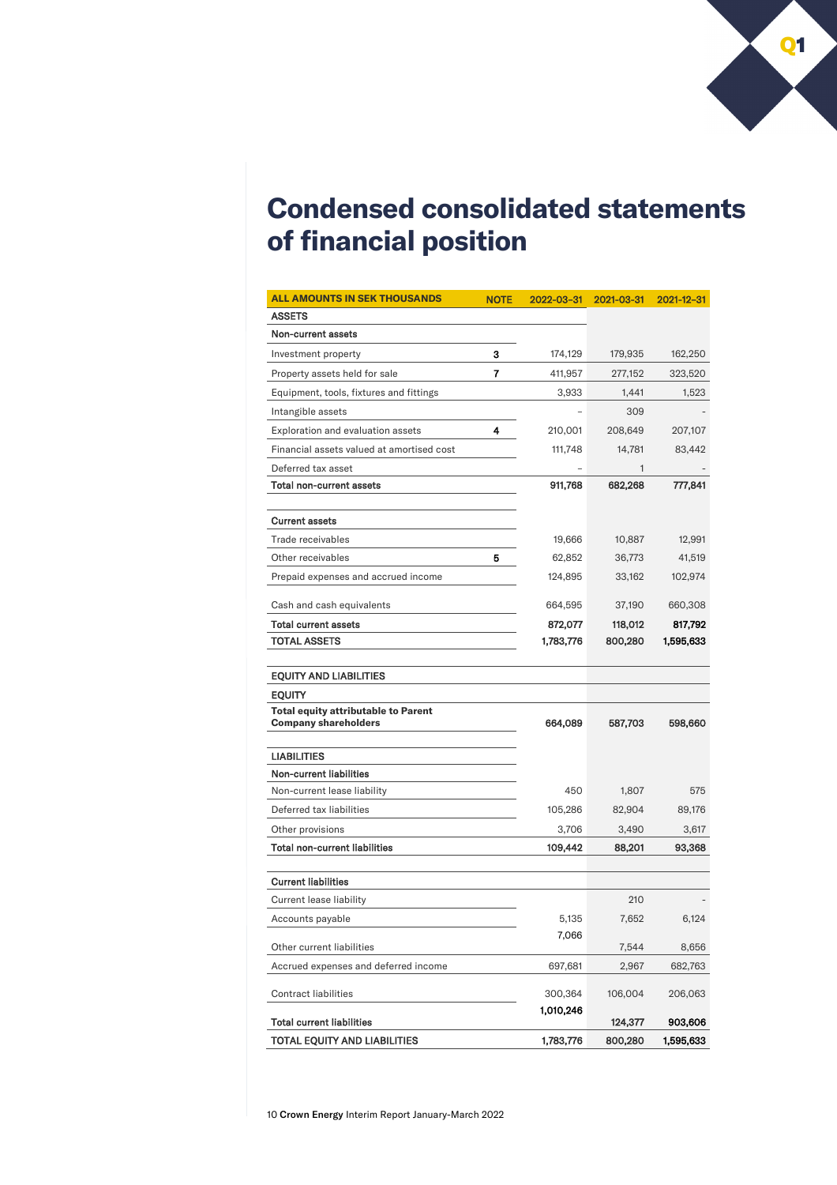# Condensed consolidated statements of financial position

| ALL AMOUNTS IN SEK THOUSANDS | NOTE | 2022-03-31 | 2021-03-31 | 2021-12-31 |
|---|---|---|---|---|
| **ASSETS** | | | | |
| **Non-current assets** | | | | |
| Investment property | 3 | 174,129 | 179,935 | 162,250 |
| Property assets held for sale | 7 | 411,957 | 277,152 | 323,520 |
| Equipment, tools, fixtures and fittings | | 3,933 | 1,441 | 1,523 |
| Intangible assets | | – | 309 | - |
| Exploration and evaluation assets | 4 | 210,001 | 208,649 | 207,107 |
| Financial assets valued at amortised cost | | 111,748 | 14,781 | 83,442 |
| Deferred tax asset | | – | 1 | - |
| **Total non-current assets** | | **911,768** | **682,268** | **777,841** |
| **Current assets** | | | | |
| Trade receivables | | 19,666 | 10,887 | 12,991 |
| Other receivables | 5 | 62,852 | 36,773 | 41,519 |
| Prepaid expenses and accrued income | | 124,895 | 33,162 | 102,974 |
| Cash and cash equivalents | | 664,595 | 37,190 | 660,308 |
| **Total current assets** | | **872,077** | **118,012** | **817,792** |
| **TOTAL ASSETS** | | **1,783,776** | **800,280** | **1,595,633** |
| **EQUITY AND LIABILITIES** | | | | |
| **EQUITY** | | | | |
| **Total equity attributable to Parent Company shareholders** | | **664,089** | **587,703** | **598,660** |
| **LIABILITIES** | | | | |
| **Non-current liabilities** | | | | |
| Non-current lease liability | | 450 | 1,807 | 575 |
| Deferred tax liabilities | | 105,286 | 82,904 | 89,176 |
| Other provisions | | 3,706 | 3,490 | 3,617 |
| **Total non-current liabilities** | | **109,442** | **88,201** | **93,368** |
| **Current liabilities** | | | | |
| Current lease liability | | | 210 | - |
| Accounts payable | | 5,135 | 7,652 | 6,124 |
| Other current liabilities | | 7,066 | 7,544 | 8,656 |
| Accrued expenses and deferred income | | 697,681 | 2,967 | 682,763 |
| Contract liabilities | | 300,364 | 106,004 | 206,063 |
| **Total current liabilities** | | **1,010,246** | **124,377** | **903,606** |
| **TOTAL EQUITY AND LIABILITIES** | | **1,783,776** | **800,280** | **1,595,633** |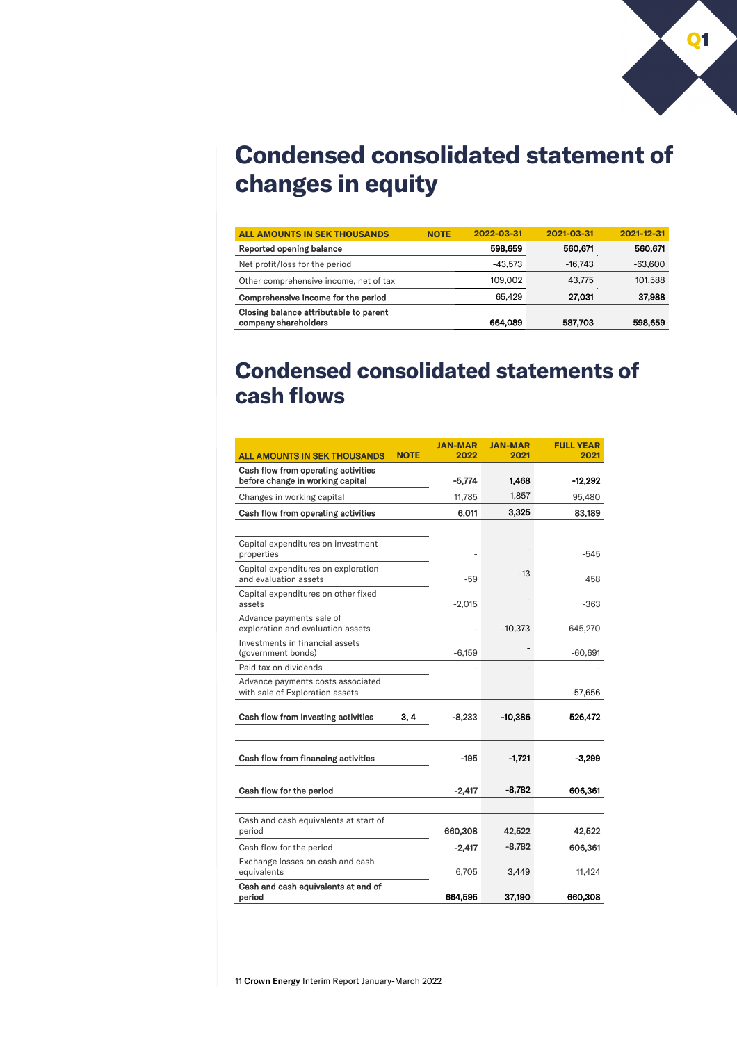# Condensed consolidated statement of changes in equity

| ALL AMOUNTS IN SEK THOUSANDS | NOTE | 2022-03-31 | 2021-03-31 | 2021-12-31 |
|---|---|---|---|---|
| **Reported opening balance** | | **598,659** | **560,671** | **560,671** |
| Net profit/loss for the period | | -43,573 | -16,743 | -63,600 |
| Other comprehensive income, net of tax | | 109,002 | 43,775 | 101,588 |
| **Comprehensive income for the period** | | 65,429 | **27,031** | **37,988** |
| **Closing balance attributable to parent company shareholders** | | **664,089** | **587,703** | **598,659** |

# Condensed consolidated statements of cash flows

| ALL AMOUNTS IN SEK THOUSANDS | NOTE | JAN-MAR 2022 | JAN-MAR 2021 | FULL YEAR 2021 |
|---|---|---|---|---|
| **Cash flow from operating activities before change in working capital** | | **-5,774** | **1,468** | **-12,292** |
| Changes in working capital | | 11,785 | 1,857 | 95,480 |
| **Cash flow from operating activities** | | **6,011** | **3,325** | **83,189** |
| | | | | |
| Capital expenditures on investment properties | | - | - | -545 |
| Capital expenditures on exploration and evaluation assets | | -59 | -13 | 458 |
| Capital expenditures on other fixed assets | | -2,015 | - | -363 |
| Advance payments sale of exploration and evaluation assets | | - | -10,373 | 645,270 |
| Investments in financial assets (government bonds) | | -6,159 | - | -60,691 |
| Paid tax on dividends | | - | - | - |
| Advance payments costs associated with sale of Exploration assets | | | | -57,656 |
| **Cash flow from investing activities** | **3, 4** | **-8,233** | **-10,386** | **526,472** |
| | | | | |
| **Cash flow from financing activities** | | **-195** | **-1,721** | **-3,299** |
| | | | | |
| **Cash flow for the period** | | **-2,417** | **-8,782** | **606,361** |
| | | | | |
| Cash and cash equivalents at start of period | | 660,308 | 42,522 | 42,522 |
| Cash flow for the period | | -2,417 | -8,782 | 606,361 |
| Exchange losses on cash and cash equivalents | | 6,705 | 3,449 | 11,424 |
| **Cash and cash equivalents at end of period** | | **664,595** | **37,190** | **660,308** |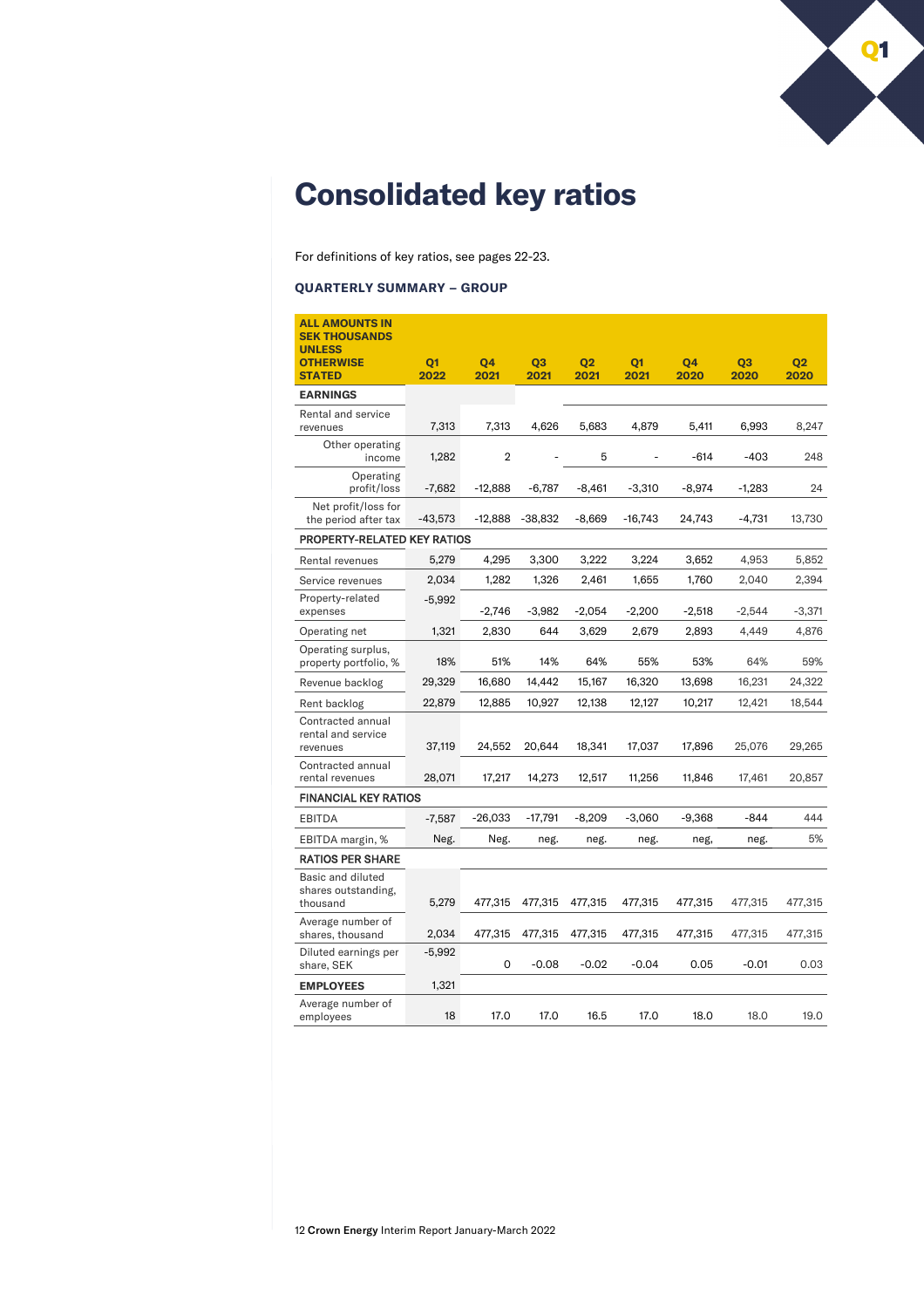# Consolidated key ratios

For definitions of key ratios, see pages 22-23.

### QUARTERLY SUMMARY – GROUP

| ALL AMOUNTS IN SEK THOUSANDS UNLESS OTHERWISE STATED | Q1 2022 | Q4 2021 | Q3 2021 | Q2 2021 | Q1 2021 | Q4 2020 | Q3 2020 | Q2 2020 |
|---|---|---|---|---|---|---|---|---|
| **EARNINGS** | | | | | | | | |
| Rental and service revenues | 7,313 | 7,313 | 4,626 | 5,683 | 4,879 | 5,411 | 6,993 | 8,247 |
| Other operating income | 1,282 | 2 | - | 5 | - | -614 | -403 | 248 |
| Operating profit/loss | -7,682 | -12,888 | -6,787 | -8,461 | -3,310 | -8,974 | -1,283 | 24 |
| Net profit/loss for the period after tax | -43,573 | -12,888 | -38,832 | -8,669 | -16,743 | 24,743 | -4,731 | 13,730 |
| **PROPERTY-RELATED KEY RATIOS** | | | | | | | | |
| Rental revenues | 5,279 | 4,295 | 3,300 | 3,222 | 3,224 | 3,652 | 4,953 | 5,852 |
| Service revenues | 2,034 | 1,282 | 1,326 | 2,461 | 1,655 | 1,760 | 2,040 | 2,394 |
| Property-related expenses | -5,992 | -2,746 | -3,982 | -2,054 | -2,200 | -2,518 | -2,544 | -3,371 |
| Operating net | 1,321 | 2,830 | 644 | 3,629 | 2,679 | 2,893 | 4,449 | 4,876 |
| Operating surplus, property portfolio, % | 18% | 51% | 14% | 64% | 55% | 53% | 64% | 59% |
| Revenue backlog | 29,329 | 16,680 | 14,442 | 15,167 | 16,320 | 13,698 | 16,231 | 24,322 |
| Rent backlog | 22,879 | 12,885 | 10,927 | 12,138 | 12,127 | 10,217 | 12,421 | 18,544 |
| Contracted annual rental and service revenues | 37,119 | 24,552 | 20,644 | 18,341 | 17,037 | 17,896 | 25,076 | 29,265 |
| Contracted annual rental revenues | 28,071 | 17,217 | 14,273 | 12,517 | 11,256 | 11,846 | 17,461 | 20,857 |
| **FINANCIAL KEY RATIOS** | | | | | | | | |
| EBITDA | -7,587 | -26,033 | -17,791 | -8,209 | -3,060 | -9,368 | -844 | 444 |
| EBITDA margin, % | Neg. | Neg. | neg. | neg. | neg. | neg, | neg. | 5% |
| **RATIOS PER SHARE** | | | | | | | | |
| Basic and diluted shares outstanding, thousand | 5,279 | 477,315 | 477,315 | 477,315 | 477,315 | 477,315 | 477,315 | 477,315 |
| Average number of shares, thousand | 2,034 | 477,315 | 477,315 | 477,315 | 477,315 | 477,315 | 477,315 | 477,315 |
| Diluted earnings per share, SEK | -5,992 | 0 | -0.08 | -0.02 | -0.04 | 0.05 | -0.01 | 0.03 |
| **EMPLOYEES** | 1,321 | | | | | | | |
| Average number of employees | 18 | 17.0 | 17.0 | 16.5 | 17.0 | 18.0 | 18.0 | 19.0 |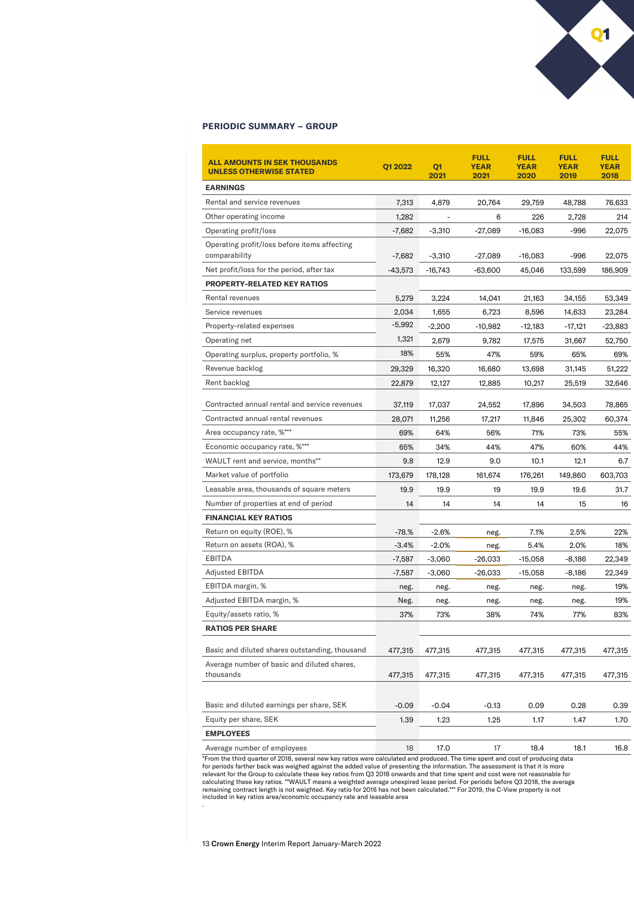#### PERIODIC SUMMARY – GROUP

| ALL AMOUNTS IN SEK THOUSANDS UNLESS OTHERWISE STATED | Q1 2022 | Q1 2021 | FULL YEAR 2021 | FULL YEAR 2020 | FULL YEAR 2019 | FULL YEAR 2018 |
|---|---|---|---|---|---|---|
| **EARNINGS** | | | | | | |
| Rental and service revenues | 7,313 | 4,879 | 20,764 | 29,759 | 48,788 | 76,633 |
| Other operating income | 1,282 | - | 6 | 226 | 2,728 | 214 |
| Operating profit/loss | -7,682 | -3,310 | -27,089 | -16,083 | -996 | 22,075 |
| Operating profit/loss before items affecting comparability | -7,682 | -3,310 | -27,089 | -16,083 | -996 | 22,075 |
| Net profit/loss for the period, after tax | -43,573 | -16,743 | -63,600 | 45,046 | 133,599 | 186,909 |
| **PROPERTY-RELATED KEY RATIOS** | | | | | | |
| Rental revenues | 5,279 | 3,224 | 14,041 | 21,163 | 34,155 | 53,349 |
| Service revenues | 2,034 | 1,655 | 6,723 | 8,596 | 14,633 | 23,284 |
| Property-related expenses | -5,992 | -2,200 | -10,982 | -12,183 | -17,121 | -23,883 |
| Operating net | 1,321 | 2,679 | 9,782 | 17,575 | 31,667 | 52,750 |
| Operating surplus, property portfolio, % | 18% | 55% | 47% | 59% | 65% | 69% |
| Revenue backlog | 29,329 | 16,320 | 16,680 | 13,698 | 31,145 | 51,222 |
| Rent backlog | 22,879 | 12,127 | 12,885 | 10,217 | 25,519 | 32,646 |
| Contracted annual rental and service revenues | 37,119 | 17,037 | 24,552 | 17,896 | 34,503 | 78,865 |
| Contracted annual rental revenues | 28,071 | 11,256 | 17,217 | 11,846 | 25,302 | 60,374 |
| Area occupancy rate, %*** | 69% | 64% | 56% | 71% | 73% | 55% |
| Economic occupancy rate, %*** | 65% | 34% | 44% | 47% | 60% | 44% |
| WAULT rent and service, months** | 9.8 | 12.9 | 9.0 | 10.1 | 12.1 | 6.7 |
| Market value of portfolio | 173,679 | 178,128 | 161,674 | 176,261 | 149,860 | 603,703 |
| Leasable area, thousands of square meters | 19.9 | 19.9 | 19 | 19.9 | 19.6 | 31.7 |
| Number of properties at end of period | 14 | 14 | 14 | 14 | 15 | 16 |
| **FINANCIAL KEY RATIOS** | | | | | | |
| Return on equity (ROE), % | -78.% | -2.6% | neg. | 7.1% | 2.5% | 22% |
| Return on assets (ROA), % | -3.4% | -2.0% | neg. | 5.4% | 2.0% | 18% |
| EBITDA | -7,587 | -3,060 | -26,033 | -15,058 | -8,186 | 22,349 |
| Adjusted EBITDA | -7,587 | -3,060 | -26,033 | -15,058 | -8,186 | 22,349 |
| EBITDA margin, % | neg. | neg. | neg. | neg. | neg. | 19% |
| Adjusted EBITDA margin, % | Neg. | neg. | neg. | neg. | neg. | 19% |
| Equity/assets ratio, % | 37% | 73% | 38% | 74% | 77% | 83% |
| **RATIOS PER SHARE** | | | | | | |
| Basic and diluted shares outstanding, thousand | 477,315 | 477,315 | 477,315 | 477,315 | 477,315 | 477,315 |
| Average number of basic and diluted shares, thousands | 477,315 | 477,315 | 477,315 | 477,315 | 477,315 | 477,315 |
| Basic and diluted earnings per share, SEK | -0.09 | -0.04 | -0.13 | 0.09 | 0.28 | 0.39 |
| Equity per share, SEK | 1.39 | 1.23 | 1.25 | 1.17 | 1.47 | 1.70 |
| **EMPLOYEES** | | | | | | |
| Average number of employees | 18 | 17.0 | 17 | 18.4 | 18.1 | 16.8 |

*From the third quarter of 2018, several new key ratios were calculated and produced. The time spent and cost of producing data for periods farther back was weighed against the added value of presenting the information. The assessment is that it is more relevant for the Group to calculate these key ratios from Q3 2018 onwards and that time spent and cost were not reasonable for calculating these key ratios. **WAULT means a weighted average unexpired lease period. For periods before Q3 2018, the average remaining contract length is not weighted. Key ratio for 2016 has not been calculated.*** For 2019, the C-View property is not included in key ratios area/economic occupancy rate and leasable area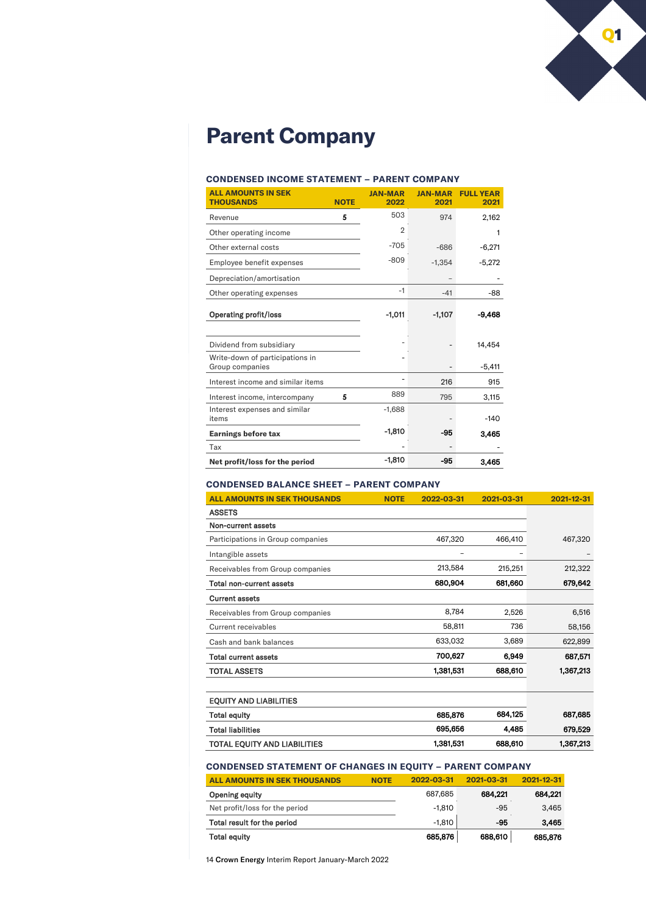# Parent Company

### CONDENSED INCOME STATEMENT – PARENT COMPANY

| ALL AMOUNTS IN SEK THOUSANDS | NOTE | JAN-MAR 2022 | JAN-MAR 2021 | FULL YEAR 2021 |
|---|---|---|---|---|
| Revenue | 5 | 503 | 974 | 2,162 |
| Other operating income | | 2 | | 1 |
| Other external costs | | -705 | -686 | -6,271 |
| Employee benefit expenses | | -809 | -1,354 | -5,272 |
| Depreciation/amortisation | | | – | - |
| Other operating expenses | | -1 | -41 | -88 |
| **Operating profit/loss** | | **-1,011** | **-1,107** | **-9,468** |
| | | | | |
| Dividend from subsidiary | | - | - | 14,454 |
| Write-down of participations in Group companies | | - | - | -5,411 |
| Interest income and similar items | | - | 216 | 915 |
| Interest income, intercompany | 5 | 889 | 795 | 3,115 |
| Interest expenses and similar items | | -1,688 | - | -140 |
| **Earnings before tax** | | **-1,810** | **-95** | **3,465** |
| Tax | | - | - | - |
| **Net profit/loss for the period** | | **-1,810** | **-95** | **3,465** |

### CONDENSED BALANCE SHEET – PARENT COMPANY

| ALL AMOUNTS IN SEK THOUSANDS | NOTE | 2022-03-31 | 2021-03-31 | 2021-12-31 |
|---|---|---|---|---|
| **ASSETS** | | | | |
| **Non-current assets** | | | | |
| Participations in Group companies | | 467,320 | 466,410 | 467,320 |
| Intangible assets | | – | – | – |
| Receivables from Group companies | | 213,584 | 215,251 | 212,322 |
| **Total non-current assets** | | **680,904** | **681,660** | **679,642** |
| **Current assets** | | | | |
| Receivables from Group companies | | 8,784 | 2,526 | 6,516 |
| Current receivables | | 58,811 | 736 | 58,156 |
| Cash and bank balances | | 633,032 | 3,689 | 622,899 |
| **Total current assets** | | **700,627** | **6,949** | **687,571** |
| **TOTAL ASSETS** | | **1,381,531** | **688,610** | **1,367,213** |
| | | | | |
| **EQUITY AND LIABILITIES** | | | | |
| **Total equity** | | **685,876** | **684,125** | **687,685** |
| **Total liabilities** | | **695,656** | **4,485** | **679,529** |
| **TOTAL EQUITY AND LIABILITIES** | | **1,381,531** | **688,610** | **1,367,213** |

### CONDENSED STATEMENT OF CHANGES IN EQUITY – PARENT COMPANY

| ALL AMOUNTS IN SEK THOUSANDS | NOTE | 2022-03-31 | 2021-03-31 | 2021-12-31 |
|---|---|---|---|---|
| **Opening equity** | | 687,685 | **684,221** | **684,221** |
| Net profit/loss for the period | | -1,810 | -95 | 3,465 |
| **Total result for the period** | | -1,810 | **-95** | **3,465** |
| **Total equity** | | **685,876** | **688,610** | **685,876** |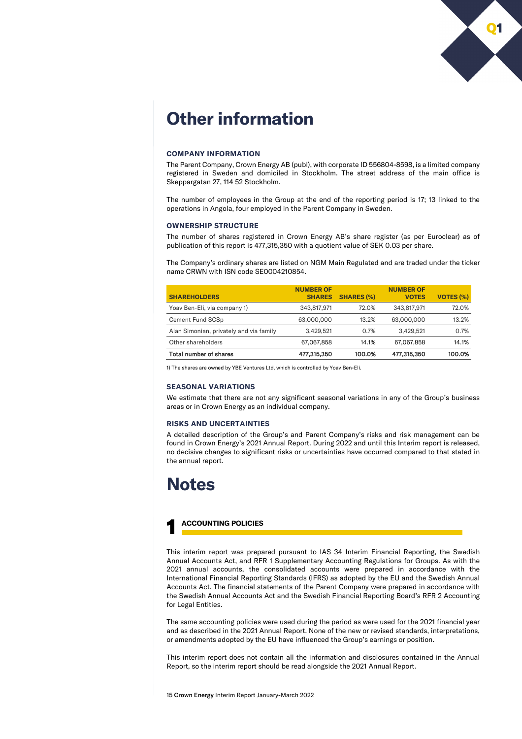# Other information

### COMPANY INFORMATION

The Parent Company, Crown Energy AB (publ), with corporate ID 556804-8598, is a limited company registered in Sweden and domiciled in Stockholm. The street address of the main office is Skeppargatan 27, 114 52 Stockholm.

The number of employees in the Group at the end of the reporting period is 17; 13 linked to the operations in Angola, four employed in the Parent Company in Sweden.

### OWNERSHIP STRUCTURE

The number of shares registered in Crown Energy AB's share register (as per Euroclear) as of publication of this report is 477,315,350 with a quotient value of SEK 0.03 per share.

The Company's ordinary shares are listed on NGM Main Regulated and are traded under the ticker name CRWN with ISN code SE0004210854.

| SHAREHOLDERS | NUMBER OF SHARES | SHARES (%) | NUMBER OF VOTES | VOTES (%) |
|---|---|---|---|---|
| Yoav Ben-Eli, via company 1) | 343,817,971 | 72.0% | 343,817,971 | 72.0% |
| Cement Fund SCSp | 63,000,000 | 13.2% | 63,000,000 | 13.2% |
| Alan Simonian, privately and via family | 3,429,521 | 0.7% | 3,429,521 | 0.7% |
| Other shareholders | 67,067,858 | 14.1% | 67,067,858 | 14.1% |
| **Total number of shares** | **477,315,350** | **100.0%** | **477,315,350** | **100.0%** |

1) The shares are owned by YBE Ventures Ltd, which is controlled by Yoav Ben-Eli.

### SEASONAL VARIATIONS

We estimate that there are not any significant seasonal variations in any of the Group's business areas or in Crown Energy as an individual company.

### RISKS AND UNCERTAINTIES

A detailed description of the Group's and Parent Company's risks and risk management can be found in Crown Energy's 2021 Annual Report. During 2022 and until this Interim report is released, no decisive changes to significant risks or uncertainties have occurred compared to that stated in the annual report.

# Notes

## 1 ACCOUNTING POLICIES

This interim report was prepared pursuant to IAS 34 Interim Financial Reporting, the Swedish Annual Accounts Act, and RFR 1 Supplementary Accounting Regulations for Groups. As with the 2021 annual accounts, the consolidated accounts were prepared in accordance with the International Financial Reporting Standards (IFRS) as adopted by the EU and the Swedish Annual Accounts Act. The financial statements of the Parent Company were prepared in accordance with the Swedish Annual Accounts Act and the Swedish Financial Reporting Board's RFR 2 Accounting for Legal Entities.

The same accounting policies were used during the period as were used for the 2021 financial year and as described in the 2021 Annual Report. None of the new or revised standards, interpretations, or amendments adopted by the EU have influenced the Group's earnings or position.

This interim report does not contain all the information and disclosures contained in the Annual Report, so the interim report should be read alongside the 2021 Annual Report.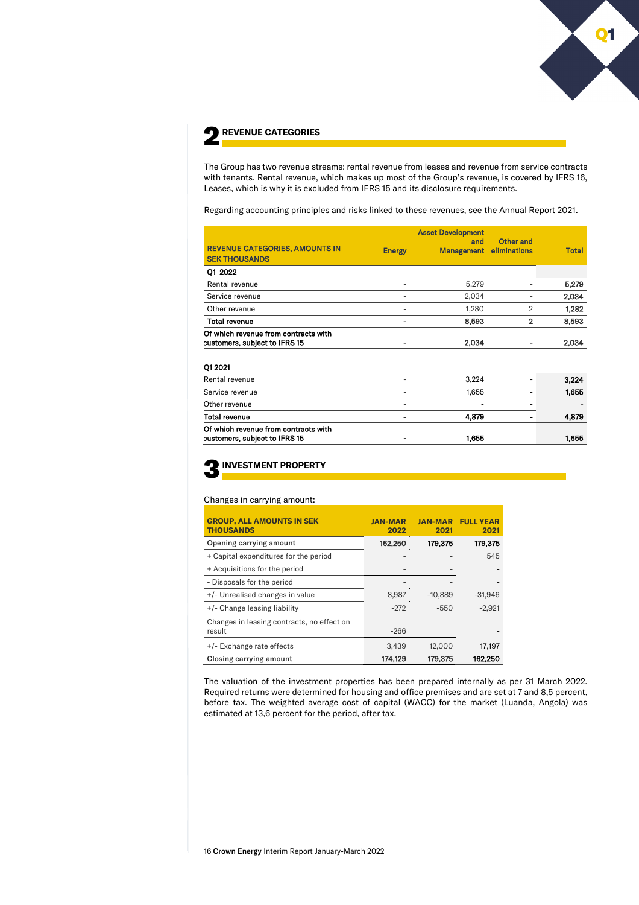## 2 REVENUE CATEGORIES

The Group has two revenue streams: rental revenue from leases and revenue from service contracts with tenants. Rental revenue, which makes up most of the Group's revenue, is covered by IFRS 16, Leases, which is why it is excluded from IFRS 15 and its disclosure requirements.

Regarding accounting principles and risks linked to these revenues, see the Annual Report 2021.

| REVENUE CATEGORIES, AMOUNTS IN SEK THOUSANDS | Energy | Asset Development and Management | Other and eliminations | Total |
|---|---|---|---|---|
| **Q1 2022** | | | | |
| Rental revenue | - | 5,279 | - | **5,279** |
| Service revenue | - | 2,034 | - | **2,034** |
| Other revenue | - | 1,280 | 2 | **1,282** |
| **Total revenue** | **-** | **8,593** | **2** | **8,593** |
| **Of which revenue from contracts with customers, subject to IFRS 15** | **-** | **2,034** | **-** | **2,034** |
| **Q1 2021** | | | | |
| Rental revenue | - | 3,224 | - | **3,224** |
| Service revenue | - | 1,655 | - | **1,655** |
| Other revenue | - | - | - | **-** |
| **Total revenue** | **-** | **4,879** | **-** | **4,879** |
| **Of which revenue from contracts with customers, subject to IFRS 15** | - | **1,655** | | **1,655** |

## 3 INVESTMENT PROPERTY

Changes in carrying amount:

| GROUP, ALL AMOUNTS IN SEK THOUSANDS | JAN-MAR 2022 | JAN-MAR 2021 | FULL YEAR 2021 |
|---|---|---|---|
| Opening carrying amount | 162,250 | 179,375 | 179,375 |
| + Capital expenditures for the period | - | - | 545 |
| + Acquisitions for the period | - | - | - |
| - Disposals for the period | - | - | - |
| +/- Unrealised changes in value | 8,987 | -10,889 | -31,946 |
| +/- Change leasing liability | -272 | -550 | -2,921 |
| Changes in leasing contracts, no effect on result | -266 | | - |
| +/- Exchange rate effects | 3,439 | 12,000 | 17,197 |
| **Closing carrying amount** | **174,129** | **179,375** | **162,250** |

The valuation of the investment properties has been prepared internally as per 31 March 2022. Required returns were determined for housing and office premises and are set at 7 and 8,5 percent, before tax. The weighted average cost of capital (WACC) for the market (Luanda, Angola) was estimated at 13,6 percent for the period, after tax.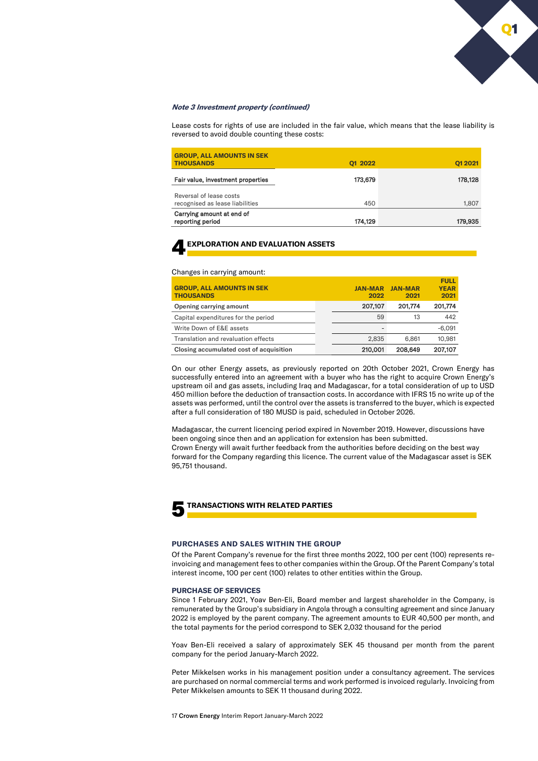*Note 3 Investment property (continued)*

Lease costs for rights of use are included in the fair value, which means that the lease liability is reversed to avoid double counting these costs:

| GROUP, ALL AMOUNTS IN SEK THOUSANDS | Q1 2022 | Q1 2021 |
|---|---|---|
| **Fair value, investment properties** | **173,679** | **178,128** |
| Reversal of lease costs recognised as lease liabilities | 450 | 1,807 |
| **Carrying amount at end of reporting period** | **174,129** | **179,935** |

## 4 EXPLORATION AND EVALUATION ASSETS

Changes in carrying amount:

| GROUP, ALL AMOUNTS IN SEK THOUSANDS | JAN-MAR 2022 | JAN-MAR 2021 | FULL YEAR 2021 |
|---|---|---|---|
| **Opening carrying amount** | **207,107** | **201,774** | **201,774** |
| Capital expenditures for the period | 59 | 13 | 442 |
| Write Down of E&E assets | - | | -6,091 |
| Translation and revaluation effects | 2,835 | 6,861 | 10,981 |
| **Closing accumulated cost of acquisition** | **210,001** | **208,649** | **207,107** |

On our other Energy assets, as previously reported on 20th October 2021, Crown Energy has successfully entered into an agreement with a buyer who has the right to acquire Crown Energy's upstream oil and gas assets, including Iraq and Madagascar, for a total consideration of up to USD 450 million before the deduction of transaction costs. In accordance with IFRS 15 no write up of the assets was performed, until the control over the assets is transferred to the buyer, which is expected after a full consideration of 180 MUSD is paid, scheduled in October 2026.

Madagascar, the current licencing period expired in November 2019. However, discussions have been ongoing since then and an application for extension has been submitted.
Crown Energy will await further feedback from the authorities before deciding on the best way forward for the Company regarding this licence. The current value of the Madagascar asset is SEK 95,751 thousand.

## 5 TRANSACTIONS WITH RELATED PARTIES

### PURCHASES AND SALES WITHIN THE GROUP

Of the Parent Company's revenue for the first three months 2022, 100 per cent (100) represents re-invoicing and management fees to other companies within the Group. Of the Parent Company's total interest income, 100 per cent (100) relates to other entities within the Group.

### PURCHASE OF SERVICES

Since 1 February 2021, Yoav Ben-Eli, Board member and largest shareholder in the Company, is remunerated by the Group's subsidiary in Angola through a consulting agreement and since January 2022 is employed by the parent company. The agreement amounts to EUR 40,500 per month, and the total payments for the period correspond to SEK 2,032 thousand for the period

Yoav Ben-Eli received a salary of approximately SEK 45 thousand per month from the parent company for the period January-March 2022.

Peter Mikkelsen works in his management position under a consultancy agreement. The services are purchased on normal commercial terms and work performed is invoiced regularly. Invoicing from Peter Mikkelsen amounts to SEK 11 thousand during 2022.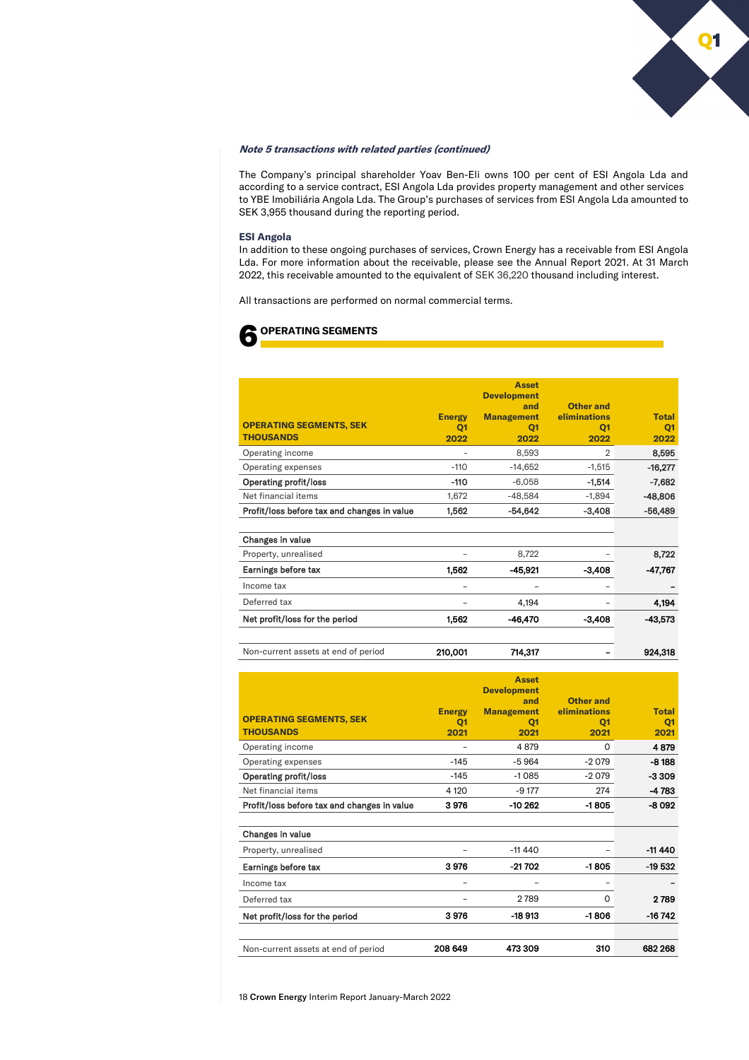*Note 5 transactions with related parties (continued)*

The Company's principal shareholder Yoav Ben-Eli owns 100 per cent of ESI Angola Lda and according to a service contract, ESI Angola Lda provides property management and other services to YBE Imobiliária Angola Lda. The Group's purchases of services from ESI Angola Lda amounted to SEK 3,955 thousand during the reporting period.

### ESI Angola

In addition to these ongoing purchases of services, Crown Energy has a receivable from ESI Angola Lda. For more information about the receivable, please see the Annual Report 2021. At 31 March 2022, this receivable amounted to the equivalent of SEK 36,220 thousand including interest.

All transactions are performed on normal commercial terms.

## 6 OPERATING SEGMENTS

| OPERATING SEGMENTS, SEK THOUSANDS | Energy Q1 2022 | Asset Development and Management Q1 2022 | Other and eliminations Q1 2022 | Total Q1 2022 |
|---|---|---|---|---|
| Operating income | – | 8,593 | 2 | **8,595** |
| Operating expenses | -110 | -14,652 | -1,515 | **-16,277** |
| **Operating profit/loss** | **-110** | -6,058 | **-1,514** | **-7,682** |
| Net financial items | 1,672 | -48,584 | -1,894 | **-48,806** |
| **Profit/loss before tax and changes in value** | **1,562** | **-54,642** | **-3,408** | **-56,489** |
| | | | | |
| **Changes in value** | | | | |
| Property, unrealised | – | 8,722 | – | **8,722** |
| **Earnings before tax** | **1,562** | **-45,921** | **-3,408** | **-47,767** |
| Income tax | – | – | – | **–** |
| Deferred tax | – | 4,194 | – | **4,194** |
| **Net profit/loss for the period** | **1,562** | **-46,470** | **-3,408** | **-43,573** |
| | | | | |
| Non-current assets at end of period | **210,001** | **714,317** | **–** | **924,318** |

| OPERATING SEGMENTS, SEK THOUSANDS | Energy Q1 2021 | Asset Development and Management Q1 2021 | Other and eliminations Q1 2021 | Total Q1 2021 |
|---|---|---|---|---|
| Operating income | – | 4 879 | 0 | **4 879** |
| Operating expenses | -145 | -5 964 | -2 079 | **-8 188** |
| **Operating profit/loss** | -145 | -1 085 | -2 079 | **-3 309** |
| Net financial items | 4 120 | -9 177 | 274 | **-4 783** |
| **Profit/loss before tax and changes in value** | **3 976** | **-10 262** | **-1 805** | **-8 092** |
| | | | | |
| **Changes in value** | | | | |
| Property, unrealised | – | -11 440 | – | **-11 440** |
| **Earnings before tax** | **3 976** | **-21 702** | **-1 805** | **-19 532** |
| Income tax | – | – | – | **–** |
| Deferred tax | – | 2 789 | 0 | **2 789** |
| **Net profit/loss for the period** | **3 976** | **-18 913** | **-1 806** | **-16 742** |
| | | | | |
| Non-current assets at end of period | **208 649** | **473 309** | **310** | **682 268** |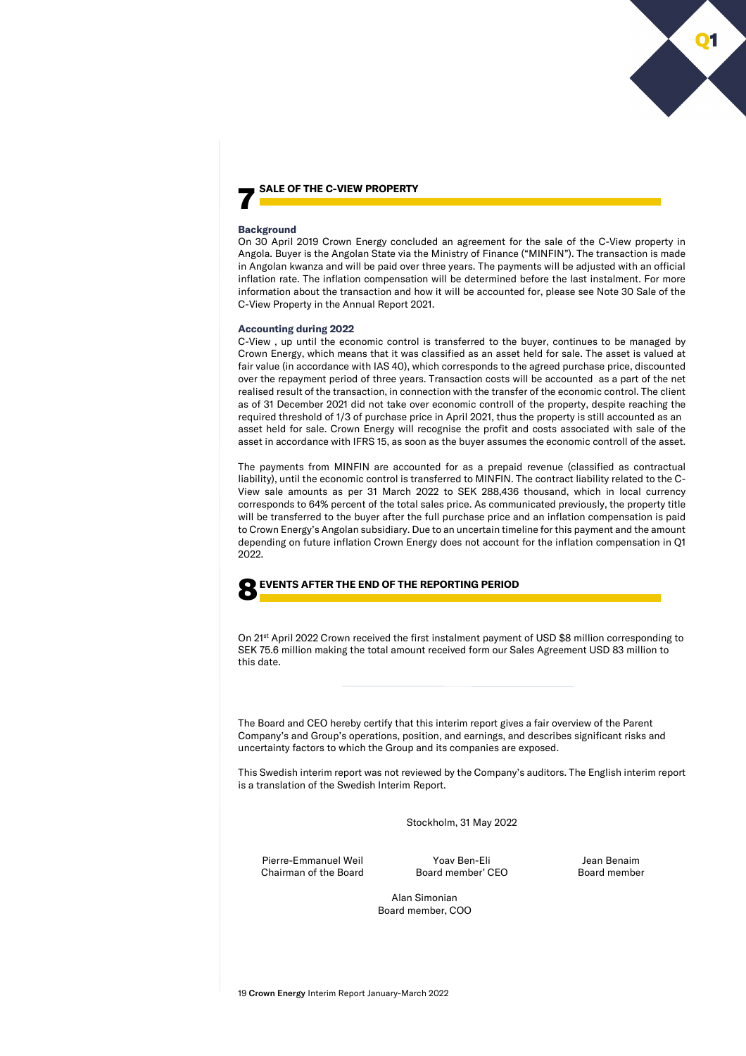## 7 SALE OF THE C-VIEW PROPERTY

**Background**

On 30 April 2019 Crown Energy concluded an agreement for the sale of the C-View property in Angola. Buyer is the Angolan State via the Ministry of Finance ("MINFIN"). The transaction is made in Angolan kwanza and will be paid over three years. The payments will be adjusted with an official inflation rate. The inflation compensation will be determined before the last instalment. For more information about the transaction and how it will be accounted for, please see Note 30 Sale of the C-View Property in the Annual Report 2021.

**Accounting during 2022**

C-View , up until the economic control is transferred to the buyer, continues to be managed by Crown Energy, which means that it was classified as an asset held for sale. The asset is valued at fair value (in accordance with IAS 40), which corresponds to the agreed purchase price, discounted over the repayment period of three years. Transaction costs will be accounted as a part of the net realised result of the transaction, in connection with the transfer of the economic control. The client as of 31 December 2021 did not take over economic controll of the property, despite reaching the required threshold of 1/3 of purchase price in April 2021, thus the property is still accounted as an asset held for sale. Crown Energy will recognise the profit and costs associated with sale of the asset in accordance with IFRS 15, as soon as the buyer assumes the economic controll of the asset.

The payments from MINFIN are accounted for as a prepaid revenue (classified as contractual liability), until the economic control is transferred to MINFIN. The contract liability related to the C-View sale amounts as per 31 March 2022 to SEK 288,436 thousand, which in local currency corresponds to 64% percent of the total sales price. As communicated previously, the property title will be transferred to the buyer after the full purchase price and an inflation compensation is paid to Crown Energy's Angolan subsidiary. Due to an uncertain timeline for this payment and the amount depending on future inflation Crown Energy does not account for the inflation compensation in Q1 2022.

## 8 EVENTS AFTER THE END OF THE REPORTING PERIOD

On 21st April 2022 Crown received the first instalment payment of USD $8 million corresponding to SEK 75.6 million making the total amount received form our Sales Agreement USD 83 million to this date.

---

The Board and CEO hereby certify that this interim report gives a fair overview of the Parent Company's and Group's operations, position, and earnings, and describes significant risks and uncertainty factors to which the Group and its companies are exposed.

This Swedish interim report was not reviewed by the Company's auditors. The English interim report is a translation of the Swedish Interim Report.

Stockholm, 31 May 2022

Pierre-Emmanuel Weil
Chairman of the Board

Yoav Ben-Eli
Board member' CEO

Jean Benaim
Board member

Alan Simonian
Board member, COO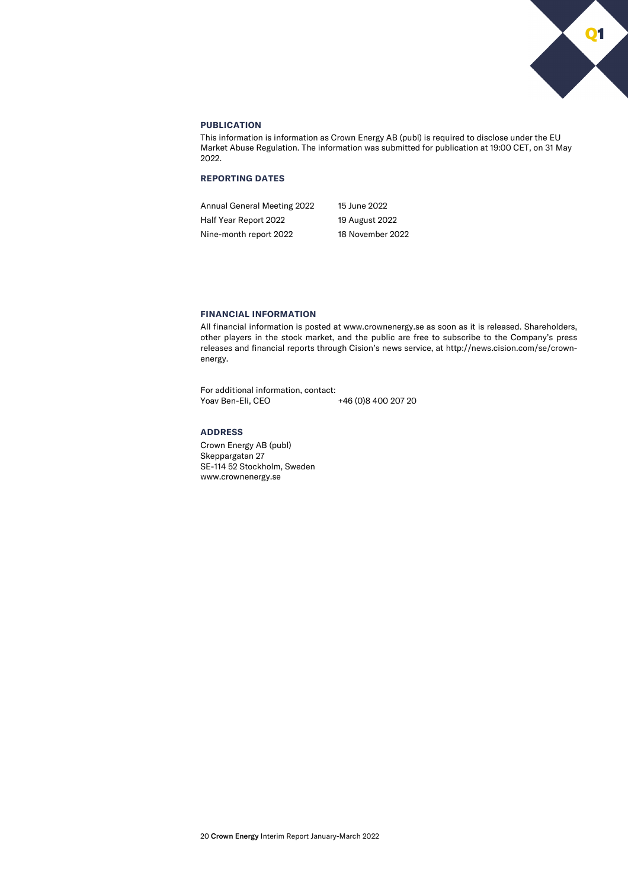## PUBLICATION

This information is information as Crown Energy AB (publ) is required to disclose under the EU Market Abuse Regulation. The information was submitted for publication at 19:00 CET, on 31 May 2022.

## REPORTING DATES

| | |
|---|---|
| Annual General Meeting 2022 | 15 June 2022 |
| Half Year Report 2022 | 19 August 2022 |
| Nine-month report 2022 | 18 November 2022 |

## FINANCIAL INFORMATION

All financial information is posted at www.crownenergy.se as soon as it is released. Shareholders, other players in the stock market, and the public are free to subscribe to the Company's press releases and financial reports through Cision's news service, at http://news.cision.com/se/crown-energy.

For additional information, contact:
Yoav Ben-Eli, CEO +46 (0)8 400 207 20

## ADDRESS

Crown Energy AB (publ)
Skeppargatan 27
SE-114 52 Stockholm, Sweden
www.crownenergy.se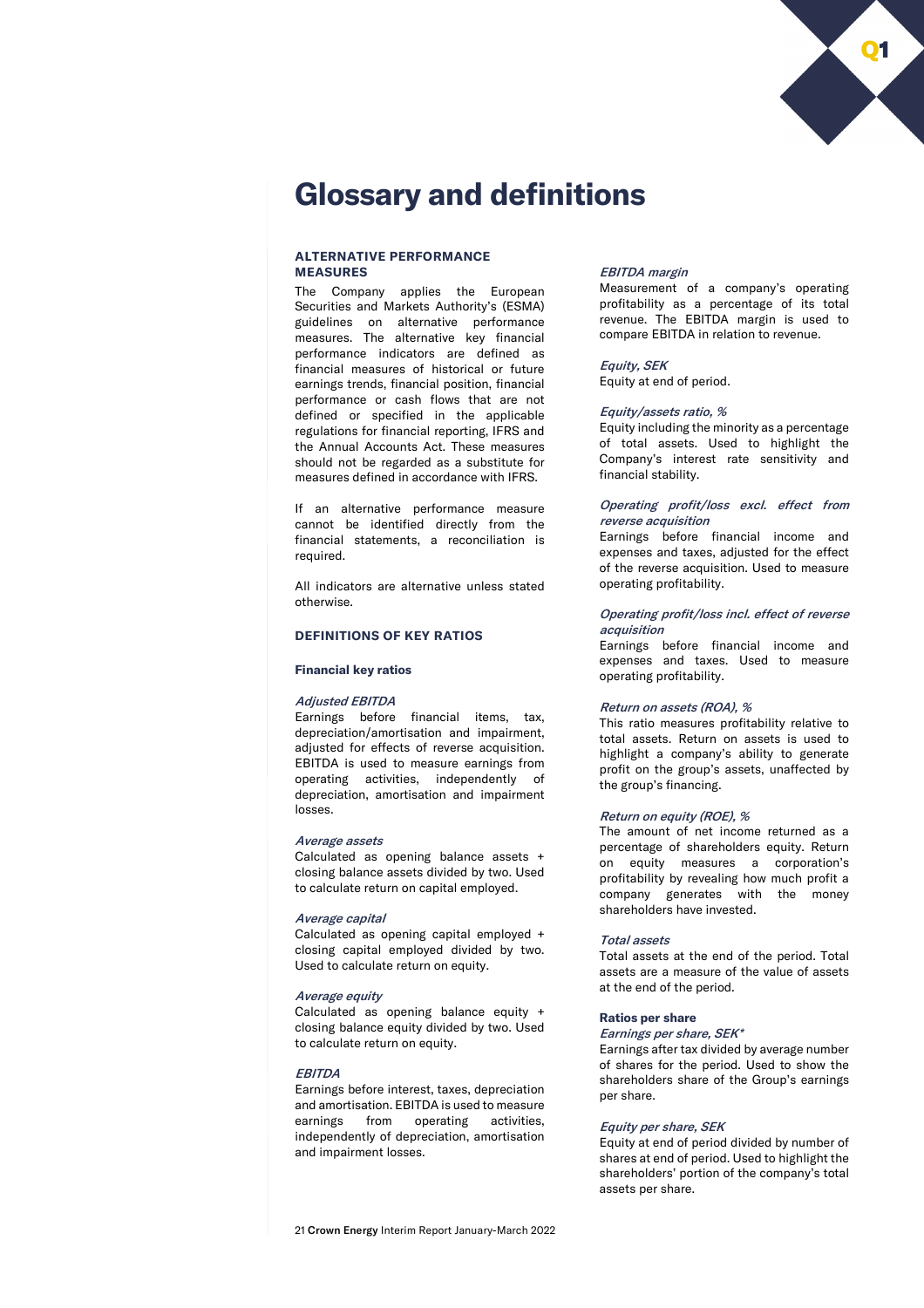# Glossary and definitions

### ALTERNATIVE PERFORMANCE MEASURES

The Company applies the European Securities and Markets Authority's (ESMA) guidelines on alternative performance measures. The alternative key financial performance indicators are defined as financial measures of historical or future earnings trends, financial position, financial performance or cash flows that are not defined or specified in the applicable regulations for financial reporting, IFRS and the Annual Accounts Act. These measures should not be regarded as a substitute for measures defined in accordance with IFRS.

If an alternative performance measure cannot be identified directly from the financial statements, a reconciliation is required.

All indicators are alternative unless stated otherwise.

### DEFINITIONS OF KEY RATIOS

**Financial key ratios**

*Adjusted EBITDA*
Earnings before financial items, tax, depreciation/amortisation and impairment, adjusted for effects of reverse acquisition. EBITDA is used to measure earnings from operating activities, independently of depreciation, amortisation and impairment losses.

*Average assets*
Calculated as opening balance assets + closing balance assets divided by two. Used to calculate return on capital employed.

*Average capital*
Calculated as opening capital employed + closing capital employed divided by two. Used to calculate return on equity.

*Average equity*
Calculated as opening balance equity + closing balance equity divided by two. Used to calculate return on equity.

*EBITDA*
Earnings before interest, taxes, depreciation and amortisation. EBITDA is used to measure earnings from operating activities, independently of depreciation, amortisation and impairment losses.

*EBITDA margin*
Measurement of a company's operating profitability as a percentage of its total revenue. The EBITDA margin is used to compare EBITDA in relation to revenue.

*Equity, SEK*
Equity at end of period.

*Equity/assets ratio, %*
Equity including the minority as a percentage of total assets. Used to highlight the Company's interest rate sensitivity and financial stability.

*Operating profit/loss excl. effect from reverse acquisition*
Earnings before financial income and expenses and taxes, adjusted for the effect of the reverse acquisition. Used to measure operating profitability.

*Operating profit/loss incl. effect of reverse acquisition*
Earnings before financial income and expenses and taxes. Used to measure operating profitability.

*Return on assets (ROA), %*
This ratio measures profitability relative to total assets. Return on assets is used to highlight a company's ability to generate profit on the group's assets, unaffected by the group's financing.

*Return on equity (ROE), %*
The amount of net income returned as a percentage of shareholders equity. Return on equity measures a corporation's profitability by revealing how much profit a company generates with the money shareholders have invested.

*Total assets*
Total assets at the end of the period. Total assets are a measure of the value of assets at the end of the period.

**Ratios per share**

*Earnings per share, SEK**
Earnings after tax divided by average number of shares for the period. Used to show the shareholders share of the Group's earnings per share.

*Equity per share, SEK*
Equity at end of period divided by number of shares at end of period. Used to highlight the shareholders' portion of the company's total assets per share.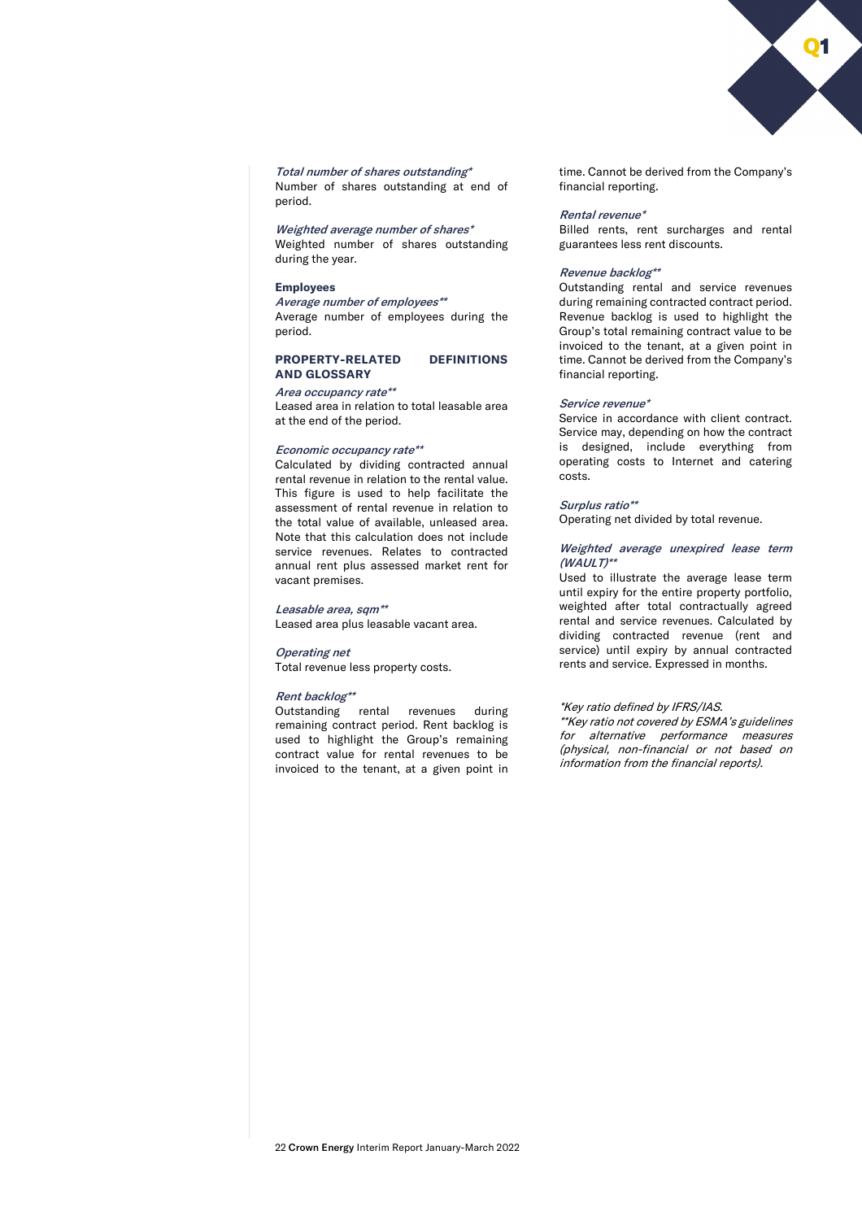***Total number of shares outstanding****
Number of shares outstanding at end of period.

***Weighted average number of shares****
Weighted number of shares outstanding during the year.

**Employees**

***Average number of employees*****
Average number of employees during the period.

### PROPERTY-RELATED DEFINITIONS AND GLOSSARY

***Area occupancy rate*****
Leased area in relation to total leasable area at the end of the period.

***Economic occupancy rate*****
Calculated by dividing contracted annual rental revenue in relation to the rental value. This figure is used to help facilitate the assessment of rental revenue in relation to the total value of available, unleased area. Note that this calculation does not include service revenues. Relates to contracted annual rent plus assessed market rent for vacant premises.

***Leasable area, sqm*****
Leased area plus leasable vacant area.

***Operating net***
Total revenue less property costs.

***Rent backlog*****
Outstanding rental revenues during remaining contract period. Rent backlog is used to highlight the Group's remaining contract value for rental revenues to be invoiced to the tenant, at a given point in time. Cannot be derived from the Company's financial reporting.

***Rental revenue****
Billed rents, rent surcharges and rental guarantees less rent discounts.

***Revenue backlog*****
Outstanding rental and service revenues during remaining contracted contract period. Revenue backlog is used to highlight the Group's total remaining contract value to be invoiced to the tenant, at a given point in time. Cannot be derived from the Company's financial reporting.

***Service revenue****
Service in accordance with client contract. Service may, depending on how the contract is designed, include everything from operating costs to Internet and catering costs.

***Surplus ratio*****
Operating net divided by total revenue.

***Weighted average unexpired lease term (WAULT)*****
Used to illustrate the average lease term until expiry for the entire property portfolio, weighted after total contractually agreed rental and service revenues. Calculated by dividing contracted revenue (rent and service) until expiry by annual contracted rents and service. Expressed in months.

*\*Key ratio defined by IFRS/IAS.*
*\*\*Key ratio not covered by ESMA's guidelines for alternative performance measures (physical, non-financial or not based on information from the financial reports).*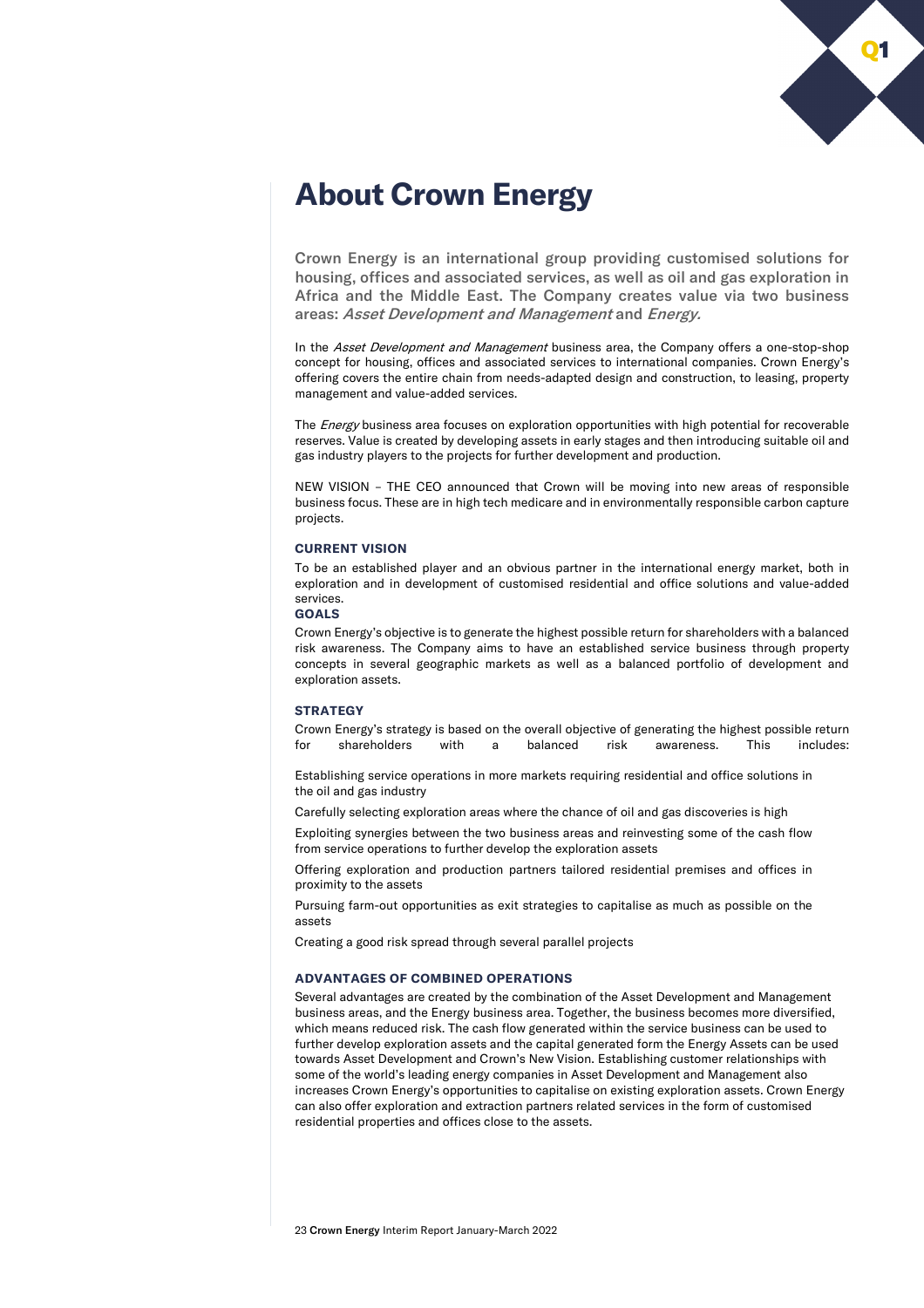# About Crown Energy

**Crown Energy is an international group providing customised solutions for housing, offices and associated services, as well as oil and gas exploration in Africa and the Middle East. The Company creates value via two business areas: *Asset Development and Management* and *Energy.***

In the *Asset Development and Management* business area, the Company offers a one-stop-shop concept for housing, offices and associated services to international companies. Crown Energy's offering covers the entire chain from needs-adapted design and construction, to leasing, property management and value-added services.

The *Energy* business area focuses on exploration opportunities with high potential for recoverable reserves. Value is created by developing assets in early stages and then introducing suitable oil and gas industry players to the projects for further development and production.

NEW VISION – THE CEO announced that Crown will be moving into new areas of responsible business focus. These are in high tech medicare and in environmentally responsible carbon capture projects.

### CURRENT VISION

To be an established player and an obvious partner in the international energy market, both in exploration and in development of customised residential and office solutions and value-added services.

### GOALS

Crown Energy's objective is to generate the highest possible return for shareholders with a balanced risk awareness. The Company aims to have an established service business through property concepts in several geographic markets as well as a balanced portfolio of development and exploration assets.

### STRATEGY

Crown Energy's strategy is based on the overall objective of generating the highest possible return for shareholders with a balanced risk awareness. This includes:

Establishing service operations in more markets requiring residential and office solutions in the oil and gas industry

Carefully selecting exploration areas where the chance of oil and gas discoveries is high

Exploiting synergies between the two business areas and reinvesting some of the cash flow from service operations to further develop the exploration assets

Offering exploration and production partners tailored residential premises and offices in proximity to the assets

Pursuing farm-out opportunities as exit strategies to capitalise as much as possible on the assets

Creating a good risk spread through several parallel projects

### ADVANTAGES OF COMBINED OPERATIONS

Several advantages are created by the combination of the Asset Development and Management business areas, and the Energy business area. Together, the business becomes more diversified, which means reduced risk. The cash flow generated within the service business can be used to further develop exploration assets and the capital generated form the Energy Assets can be used towards Asset Development and Crown's New Vision. Establishing customer relationships with some of the world's leading energy companies in Asset Development and Management also increases Crown Energy's opportunities to capitalise on existing exploration assets. Crown Energy can also offer exploration and extraction partners related services in the form of customised residential properties and offices close to the assets.